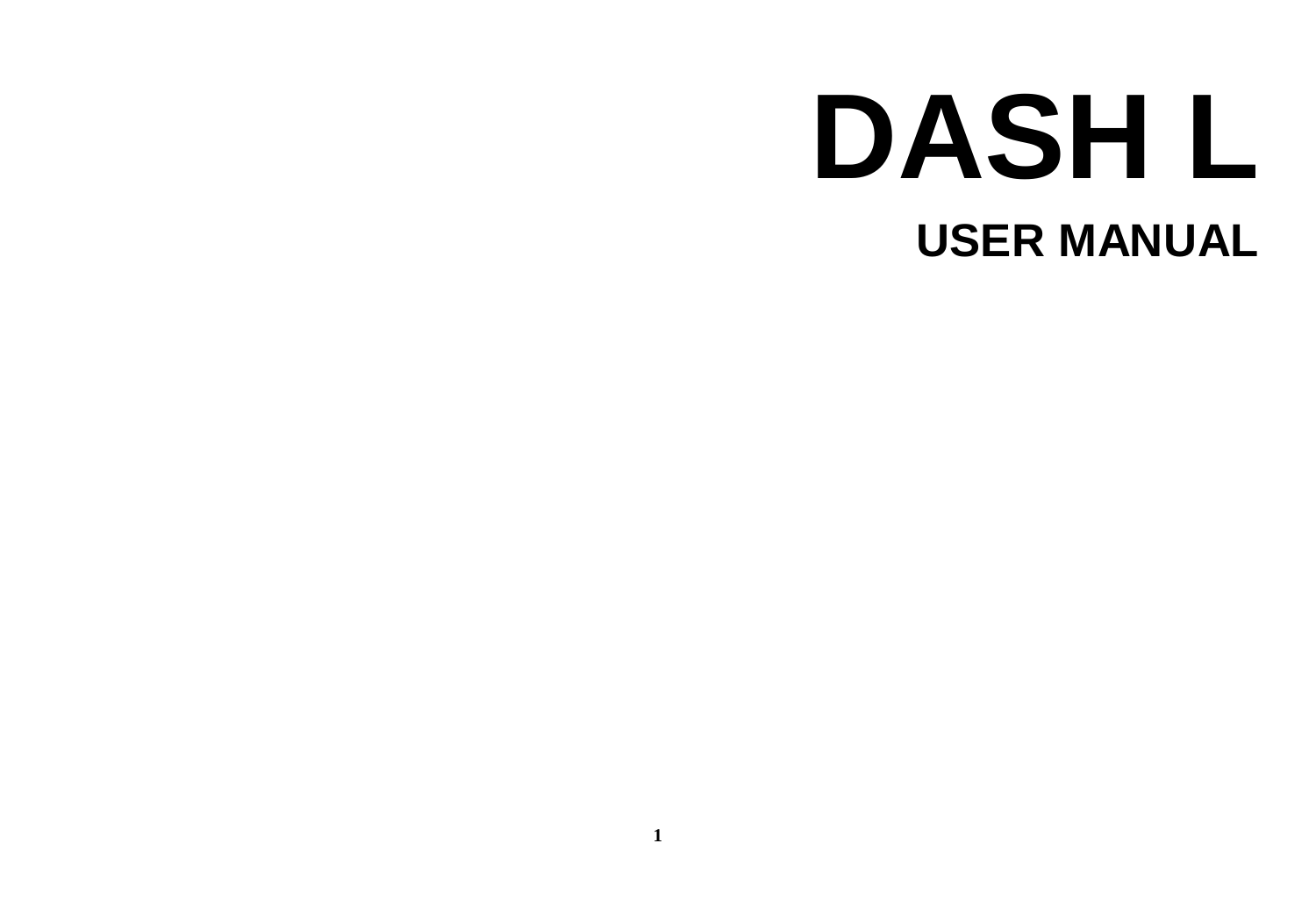# DASH L

## USER MANUAL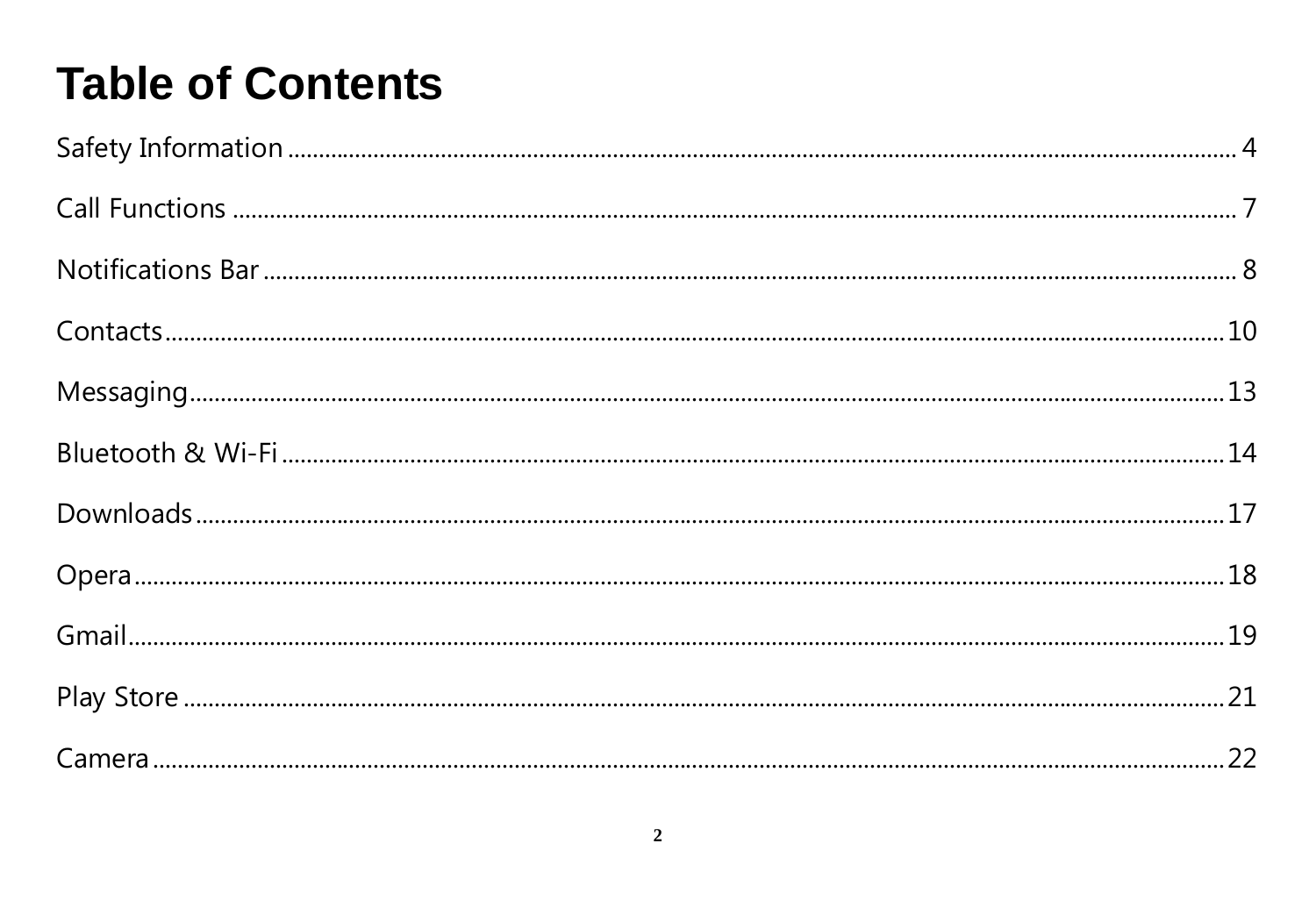# Table of Contents

Safety Information ........................................................................ 4

Call Functions ............................................................................ 7

Notifications Bar .......................................................................... 8

Contacts ................................................................................... 10

Messaging ................................................................................. 13

Bluetooth & Wi-Fi ........................................................................ 14

Downloads ................................................................................ 17

Opera ....................................................................................... 18

Gmail ....................................................................................... 19

Play Store ................................................................................. 21

Camera .................................................................................... 22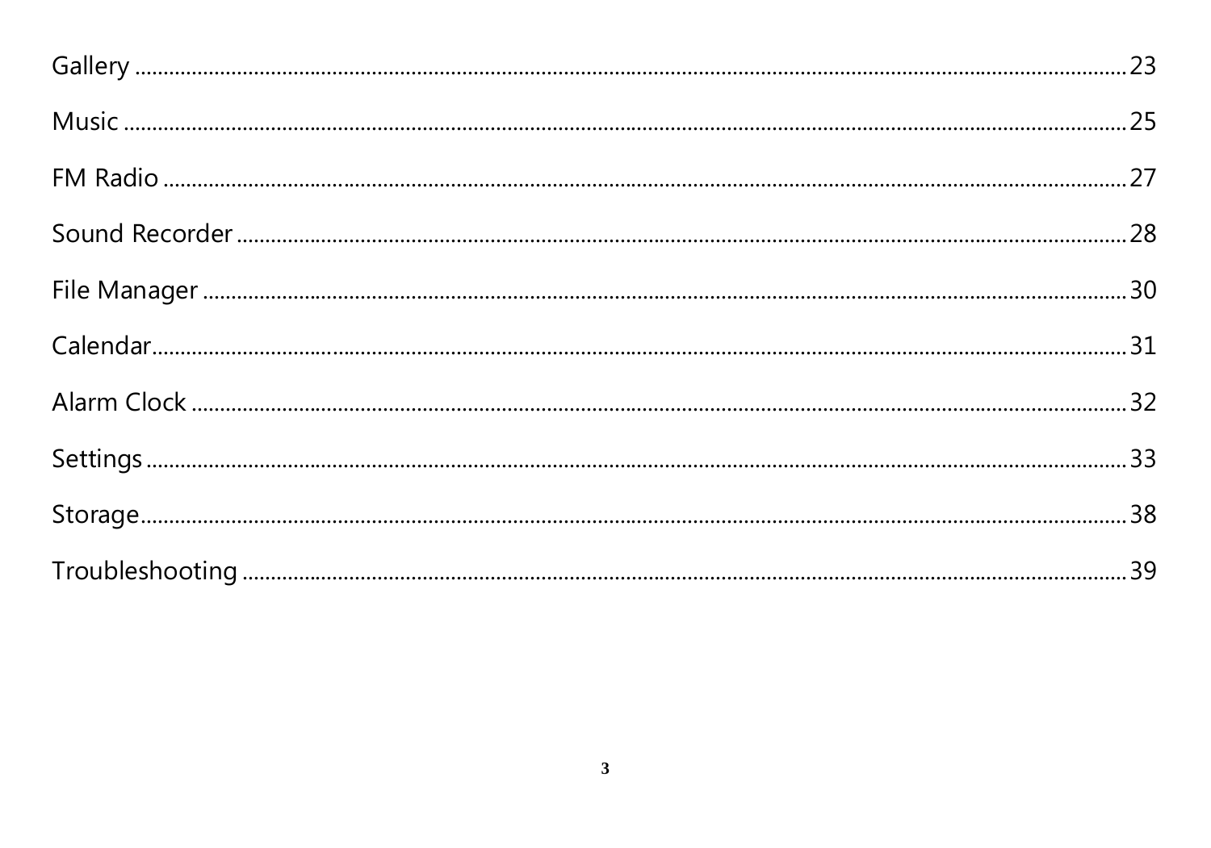Gallery .......................................................................................................................................... 23

Music ............................................................................................................................................ 25

FM Radio ....................................................................................................................................... 27

Sound Recorder ........................................................................................................................... 28

File Manager ................................................................................................................................. 30

Calendar......................................................................................................................................... 31

Alarm Clock ................................................................................................................................... 32

Settings ........................................................................................................................................... 33

Storage............................................................................................................................................ 38

Troubleshooting ........................................................................................................................... 39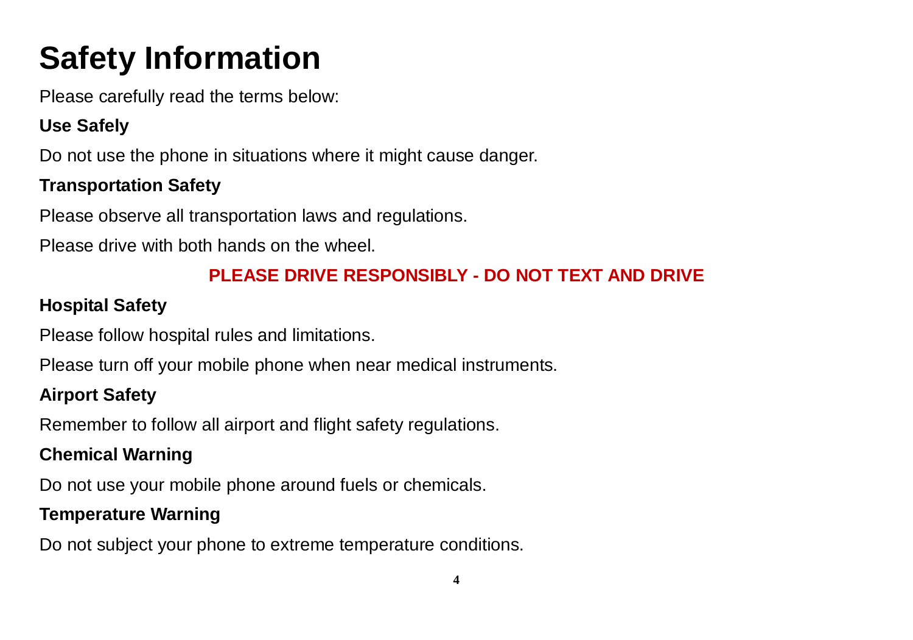# Safety Information

Please carefully read the terms below:

**Use Safely**

Do not use the phone in situations where it might cause danger.

**Transportation Safety**

Please observe all transportation laws and regulations.

Please drive with both hands on the wheel.

**PLEASE DRIVE RESPONSIBLY - DO NOT TEXT AND DRIVE**

**Hospital Safety**

Please follow hospital rules and limitations.

Please turn off your mobile phone when near medical instruments.

**Airport Safety**

Remember to follow all airport and flight safety regulations.

**Chemical Warning**

Do not use your mobile phone around fuels or chemicals.

**Temperature Warning**

Do not subject your phone to extreme temperature conditions.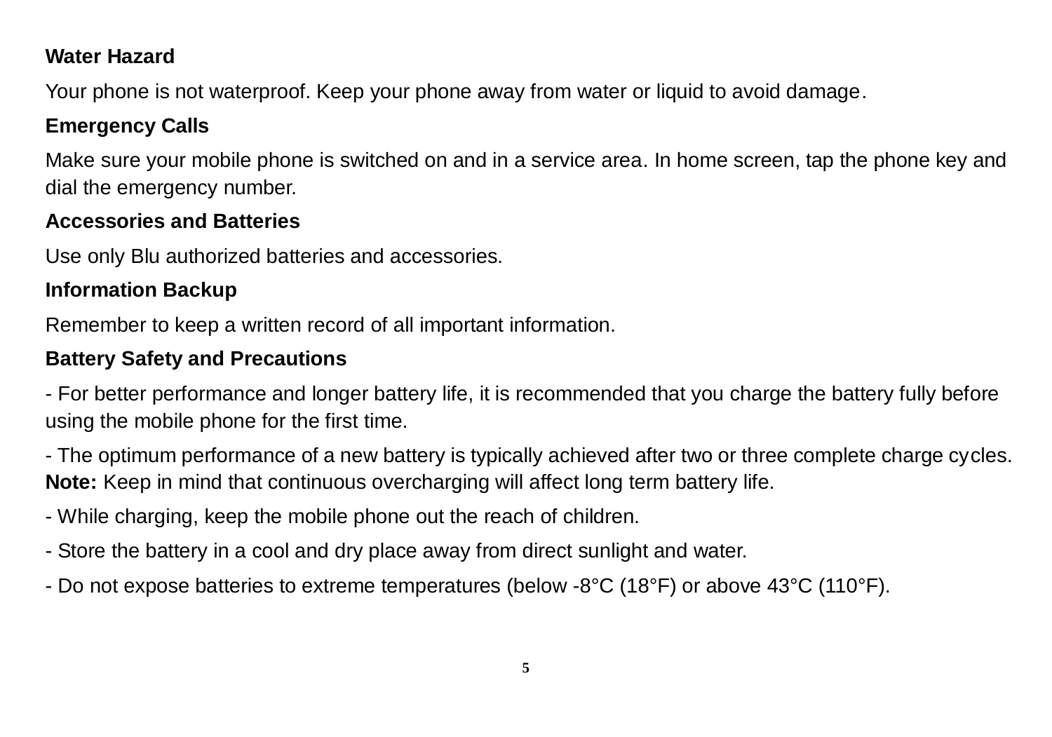**Water Hazard**

Your phone is not waterproof. Keep your phone away from water or liquid to avoid damage.

**Emergency Calls**

Make sure your mobile phone is switched on and in a service area. In home screen, tap the phone key and dial the emergency number.

**Accessories and Batteries**

Use only Blu authorized batteries and accessories.

**Information Backup**

Remember to keep a written record of all important information.

**Battery Safety and Precautions**

- For better performance and longer battery life, it is recommended that you charge the battery fully before using the mobile phone for the first time.

- The optimum performance of a new battery is typically achieved after two or three complete charge cycles.
**Note:** Keep in mind that continuous overcharging will affect long term battery life.

- While charging, keep the mobile phone out the reach of children.

- Store the battery in a cool and dry place away from direct sunlight and water.

- Do not expose batteries to extreme temperatures (below -8°C (18°F) or above 43°C (110°F).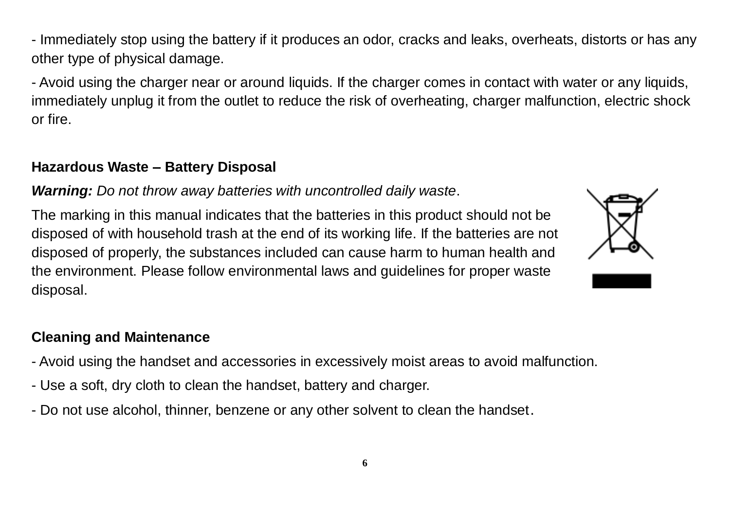- Immediately stop using the battery if it produces an odor, cracks and leaks, overheats, distorts or has any other type of physical damage.

- Avoid using the charger near or around liquids. If the charger comes in contact with water or any liquids, immediately unplug it from the outlet to reduce the risk of overheating, charger malfunction, electric shock or fire.

**Hazardous Waste – Battery Disposal**

***Warning:*** *Do not throw away batteries with uncontrolled daily waste*.

The marking in this manual indicates that the batteries in this product should not be disposed of with household trash at the end of its working life. If the batteries are not disposed of properly, the substances included can cause harm to human health and the environment. Please follow environmental laws and guidelines for proper waste disposal.

**Cleaning and Maintenance**

- Avoid using the handset and accessories in excessively moist areas to avoid malfunction.

- Use a soft, dry cloth to clean the handset, battery and charger.

- Do not use alcohol, thinner, benzene or any other solvent to clean the handset.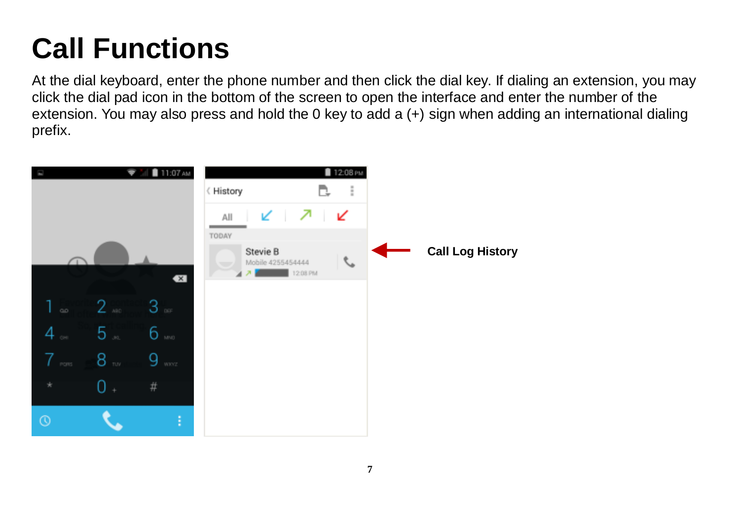# Call Functions

At the dial keyboard, enter the phone number and then click the dial key. If dialing an extension, you may click the dial pad icon in the bottom of the screen to open the interface and enter the number of the extension. You may also press and hold the 0 key to add a (+) sign when adding an international dialing prefix.

**Call Log History**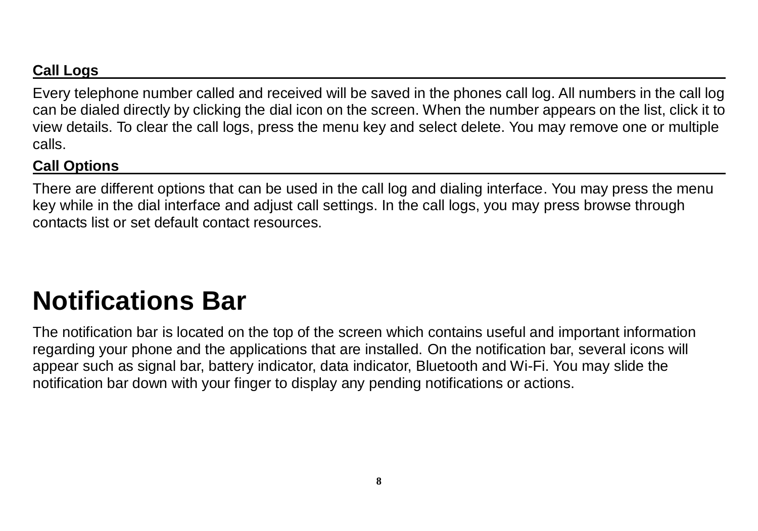### Call Logs

Every telephone number called and received will be saved in the phones call log. All numbers in the call log can be dialed directly by clicking the dial icon on the screen. When the number appears on the list, click it to view details. To clear the call logs, press the menu key and select delete. You may remove one or multiple calls.

### Call Options

There are different options that can be used in the call log and dialing interface. You may press the menu key while in the dial interface and adjust call settings. In the call logs, you may press browse through contacts list or set default contact resources.

# Notifications Bar

The notification bar is located on the top of the screen which contains useful and important information regarding your phone and the applications that are installed. On the notification bar, several icons will appear such as signal bar, battery indicator, data indicator, Bluetooth and Wi-Fi. You may slide the notification bar down with your finger to display any pending notifications or actions.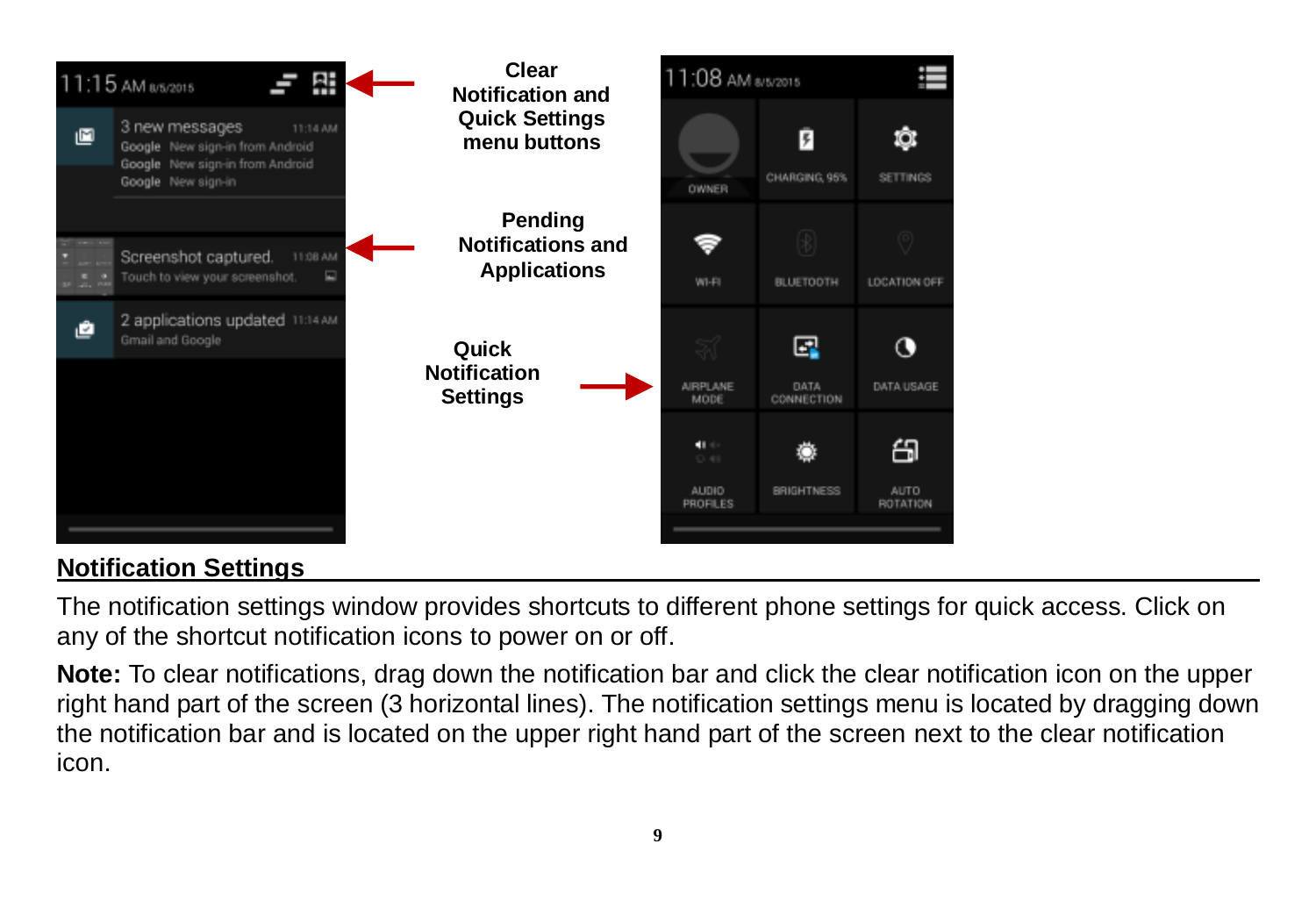Clear Notification and Quick Settings menu buttons

Pending Notifications and Applications

Quick Notification Settings

## Notification Settings

The notification settings window provides shortcuts to different phone settings for quick access. Click on any of the shortcut notification icons to power on or off.

**Note:** To clear notifications, drag down the notification bar and click the clear notification icon on the upper right hand part of the screen (3 horizontal lines). The notification settings menu is located by dragging down the notification bar and is located on the upper right hand part of the screen next to the clear notification icon.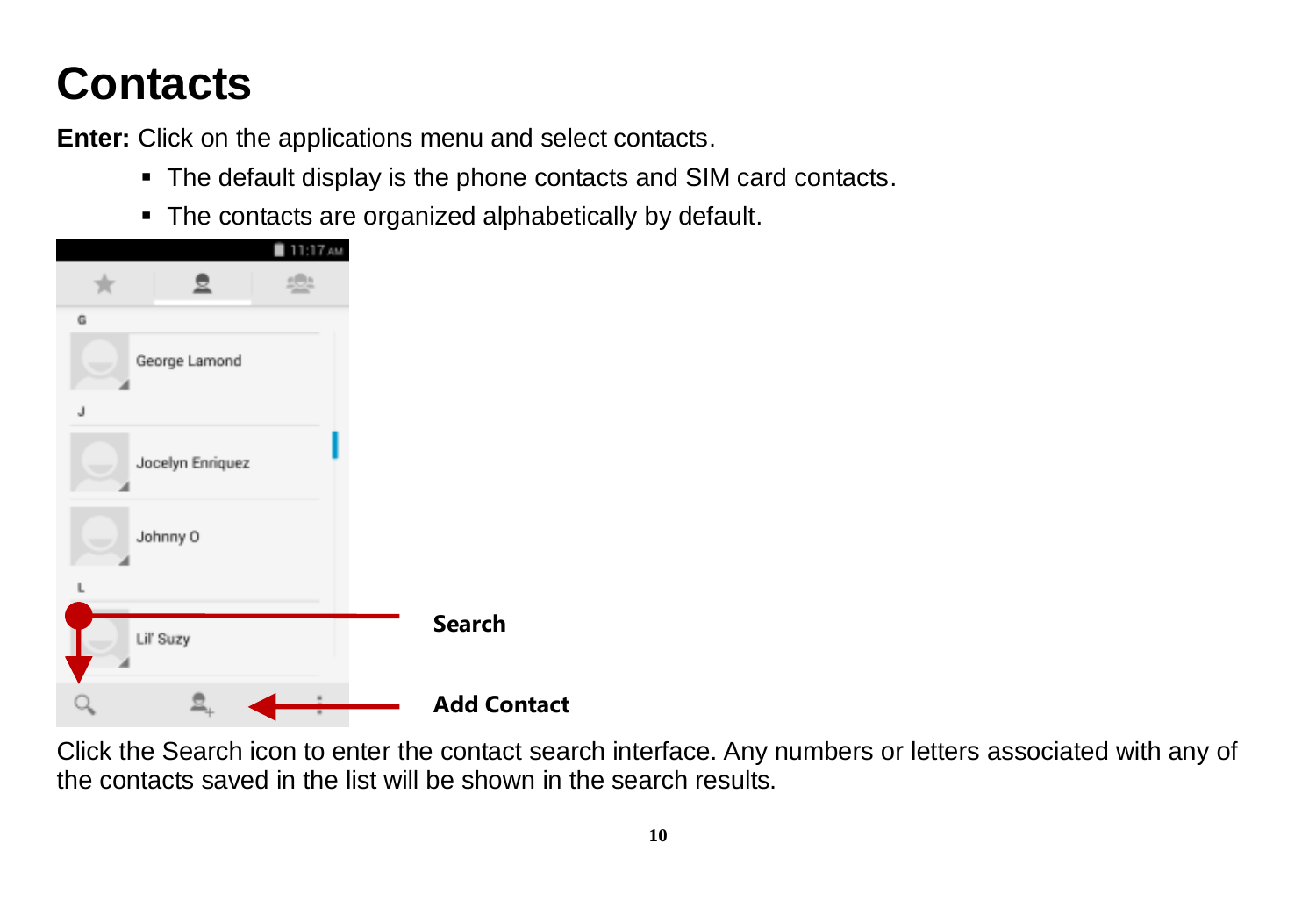# Contacts

**Enter:** Click on the applications menu and select contacts.

- The default display is the phone contacts and SIM card contacts.
- The contacts are organized alphabetically by default.

**Search**

**Add Contact**

Click the Search icon to enter the contact search interface. Any numbers or letters associated with any of the contacts saved in the list will be shown in the search results.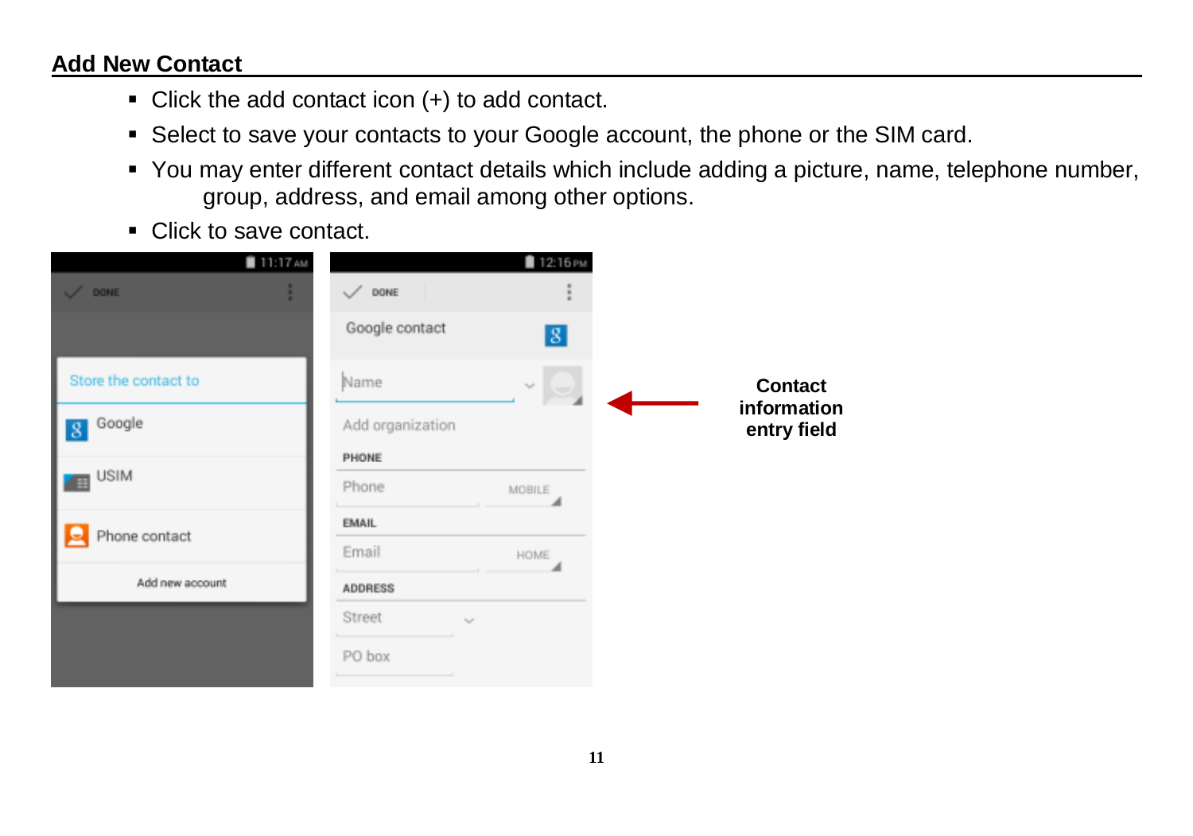## Add New Contact

- Click the add contact icon (+) to add contact.
- Select to save your contacts to your Google account, the phone or the SIM card.
- You may enter different contact details which include adding a picture, name, telephone number, group, address, and email among other options.
- Click to save contact.

**Contact information entry field**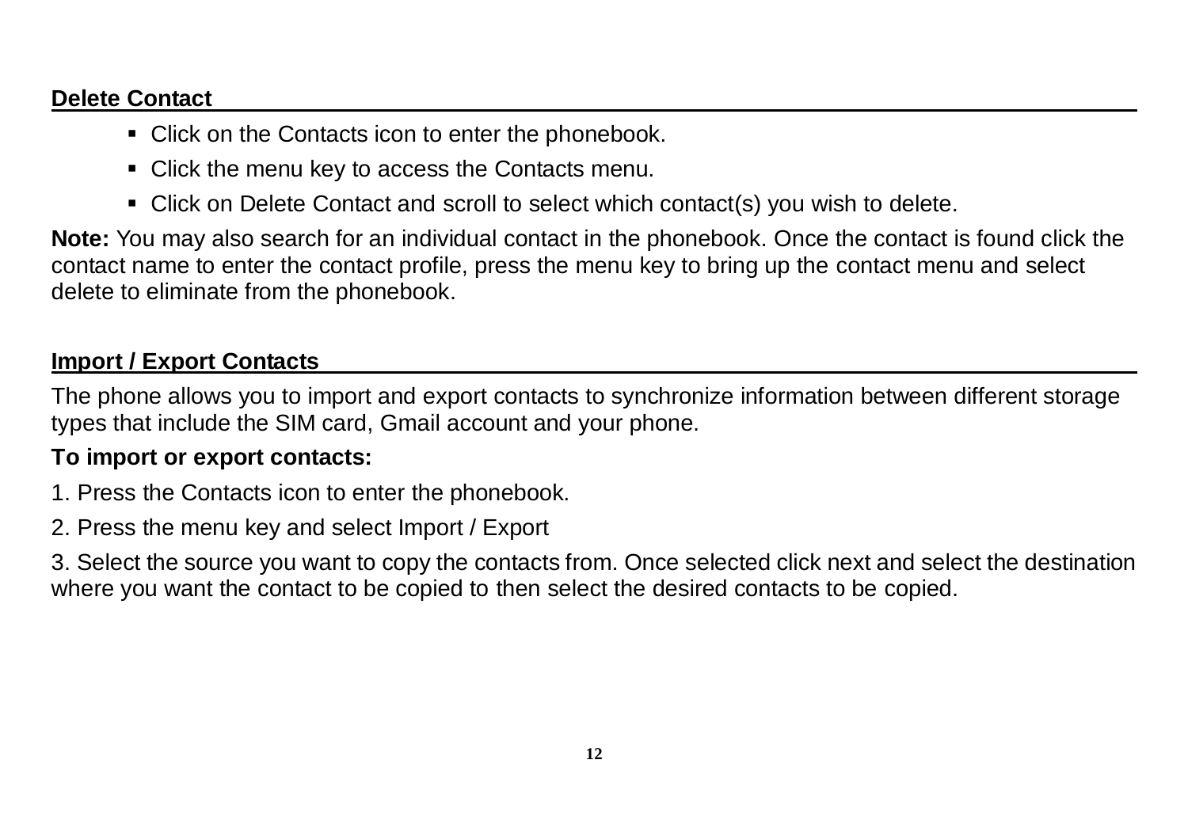## Delete Contact

- Click on the Contacts icon to enter the phonebook.
- Click the menu key to access the Contacts menu.
- Click on Delete Contact and scroll to select which contact(s) you wish to delete.

**Note:** You may also search for an individual contact in the phonebook. Once the contact is found click the contact name to enter the contact profile, press the menu key to bring up the contact menu and select delete to eliminate from the phonebook.

## Import / Export Contacts

The phone allows you to import and export contacts to synchronize information between different storage types that include the SIM card, Gmail account and your phone.

**To import or export contacts:**

1. Press the Contacts icon to enter the phonebook.
2. Press the menu key and select Import / Export
3. Select the source you want to copy the contacts from. Once selected click next and select the destination where you want the contact to be copied to then select the desired contacts to be copied.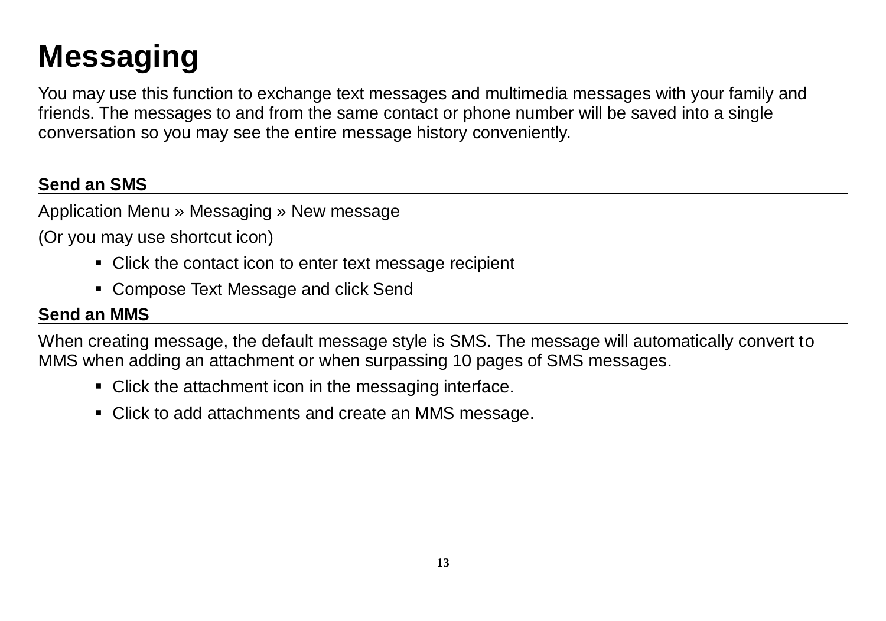# Messaging

You may use this function to exchange text messages and multimedia messages with your family and friends. The messages to and from the same contact or phone number will be saved into a single conversation so you may see the entire message history conveniently.

## Send an SMS

Application Menu » Messaging » New message

(Or you may use shortcut icon)

- Click the contact icon to enter text message recipient
- Compose Text Message and click Send

## Send an MMS

When creating message, the default message style is SMS. The message will automatically convert to MMS when adding an attachment or when surpassing 10 pages of SMS messages.

- Click the attachment icon in the messaging interface.
- Click to add attachments and create an MMS message.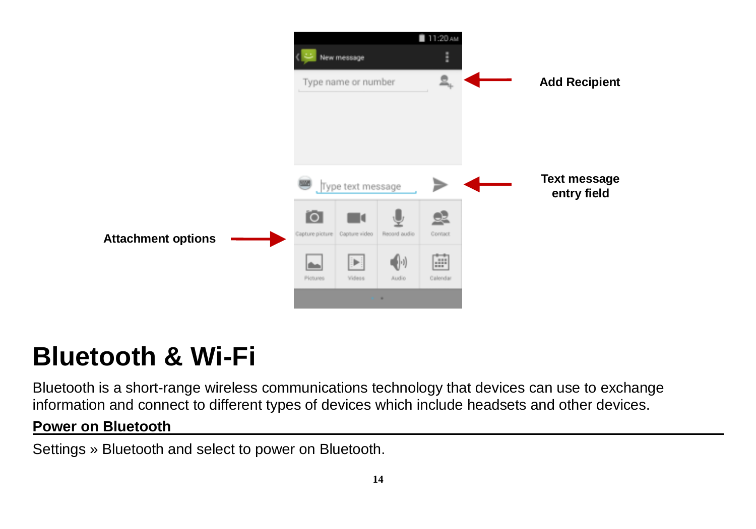Add Recipient

Text message entry field

Attachment options

# Bluetooth & Wi-Fi

Bluetooth is a short-range wireless communications technology that devices can use to exchange information and connect to different types of devices which include headsets and other devices.

## Power on Bluetooth

Settings » Bluetooth and select to power on Bluetooth.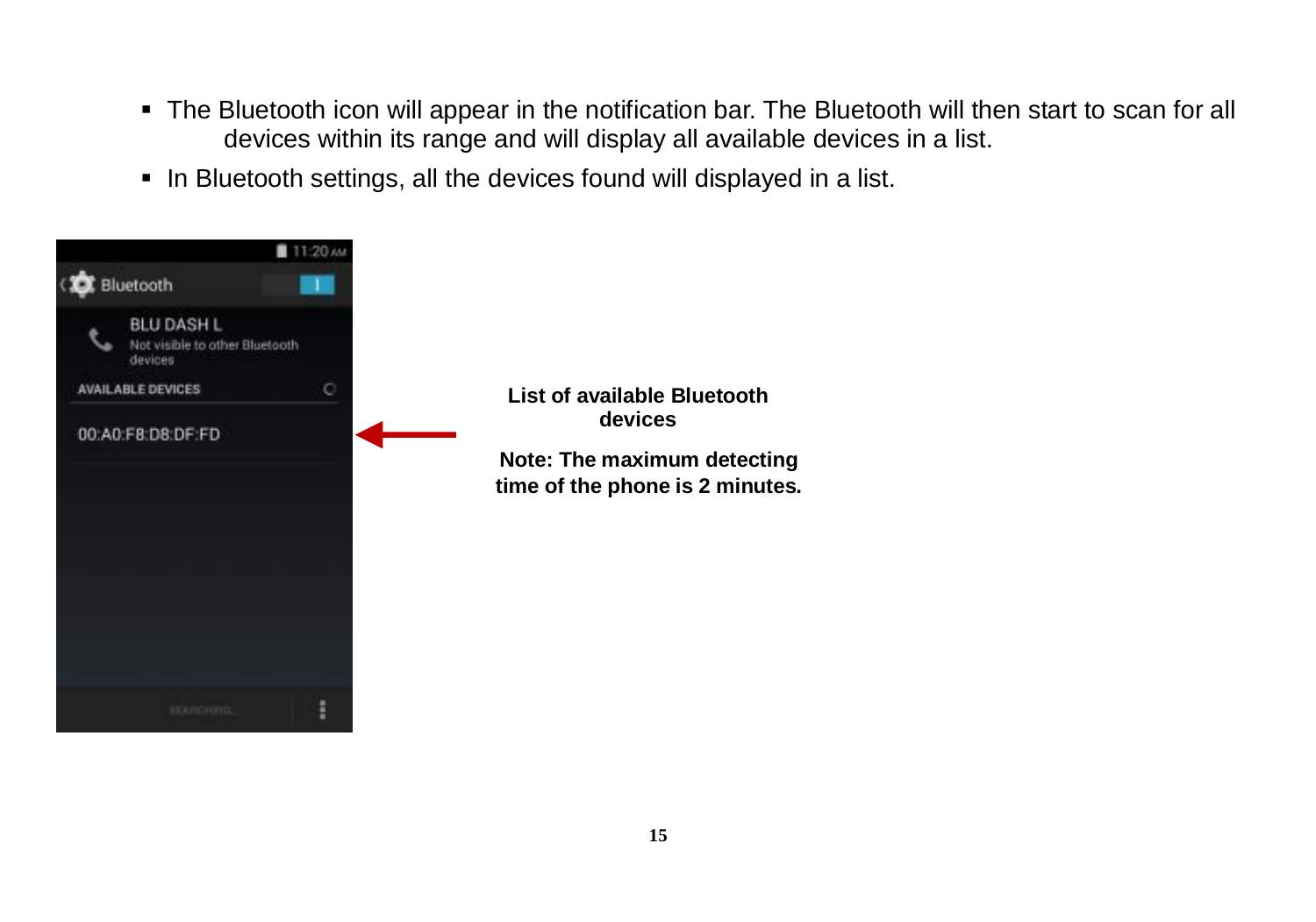- The Bluetooth icon will appear in the notification bar. The Bluetooth will then start to scan for all devices within its range and will display all available devices in a list.
- In Bluetooth settings, all the devices found will displayed in a list.

**List of available Bluetooth devices**

**Note: The maximum detecting time of the phone is 2 minutes.**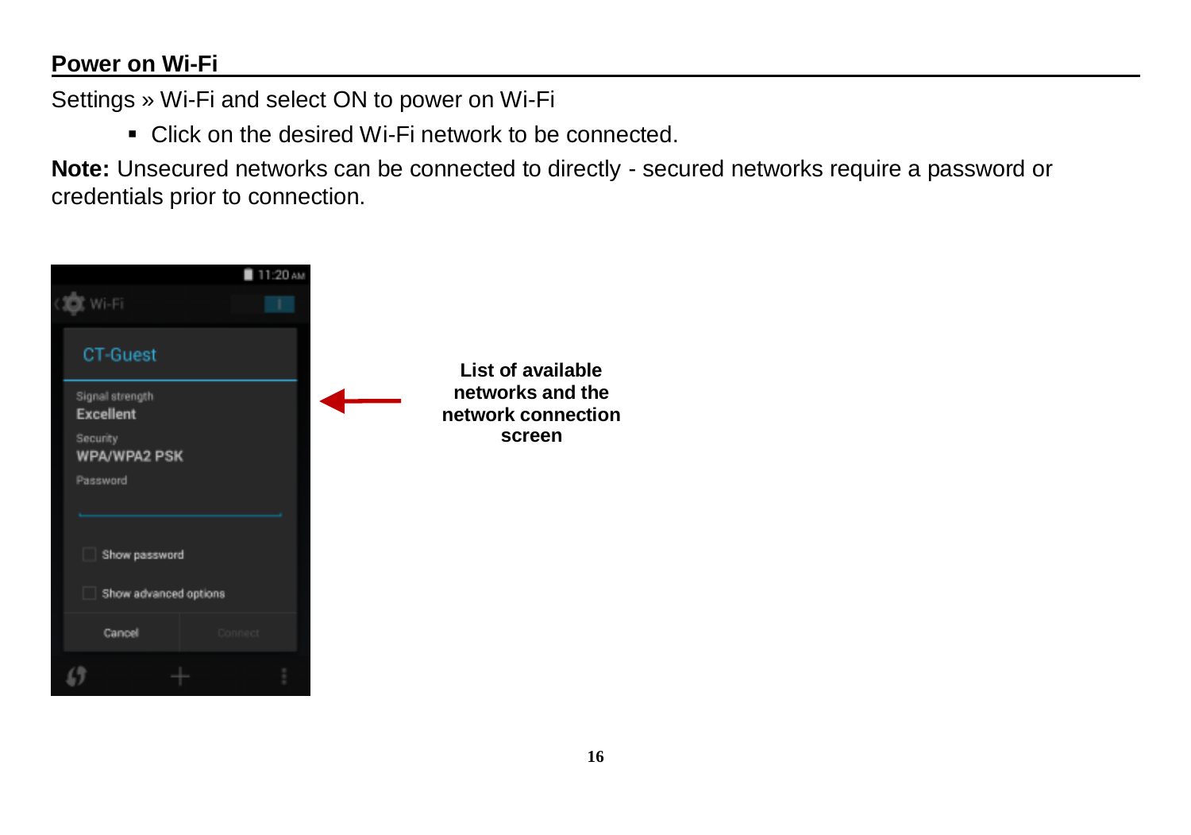## Power on Wi-Fi

Settings » Wi-Fi and select ON to power on Wi-Fi

- Click on the desired Wi-Fi network to be connected.

**Note:** Unsecured networks can be connected to directly - secured networks require a password or credentials prior to connection.

**List of available networks and the network connection screen**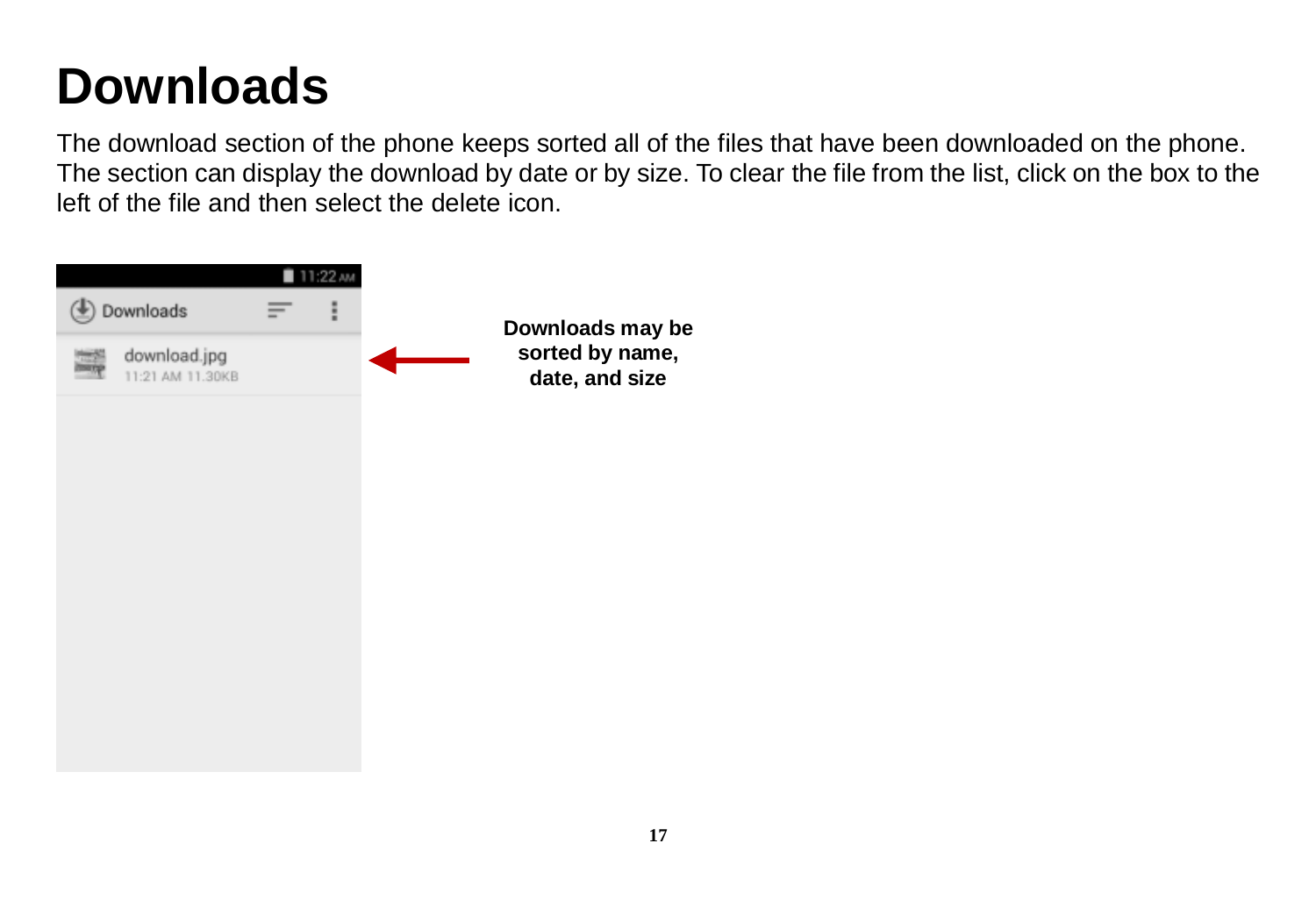# Downloads

The download section of the phone keeps sorted all of the files that have been downloaded on the phone. The section can display the download by date or by size. To clear the file from the list, click on the box to the left of the file and then select the delete icon.

**Downloads may be sorted by name, date, and size**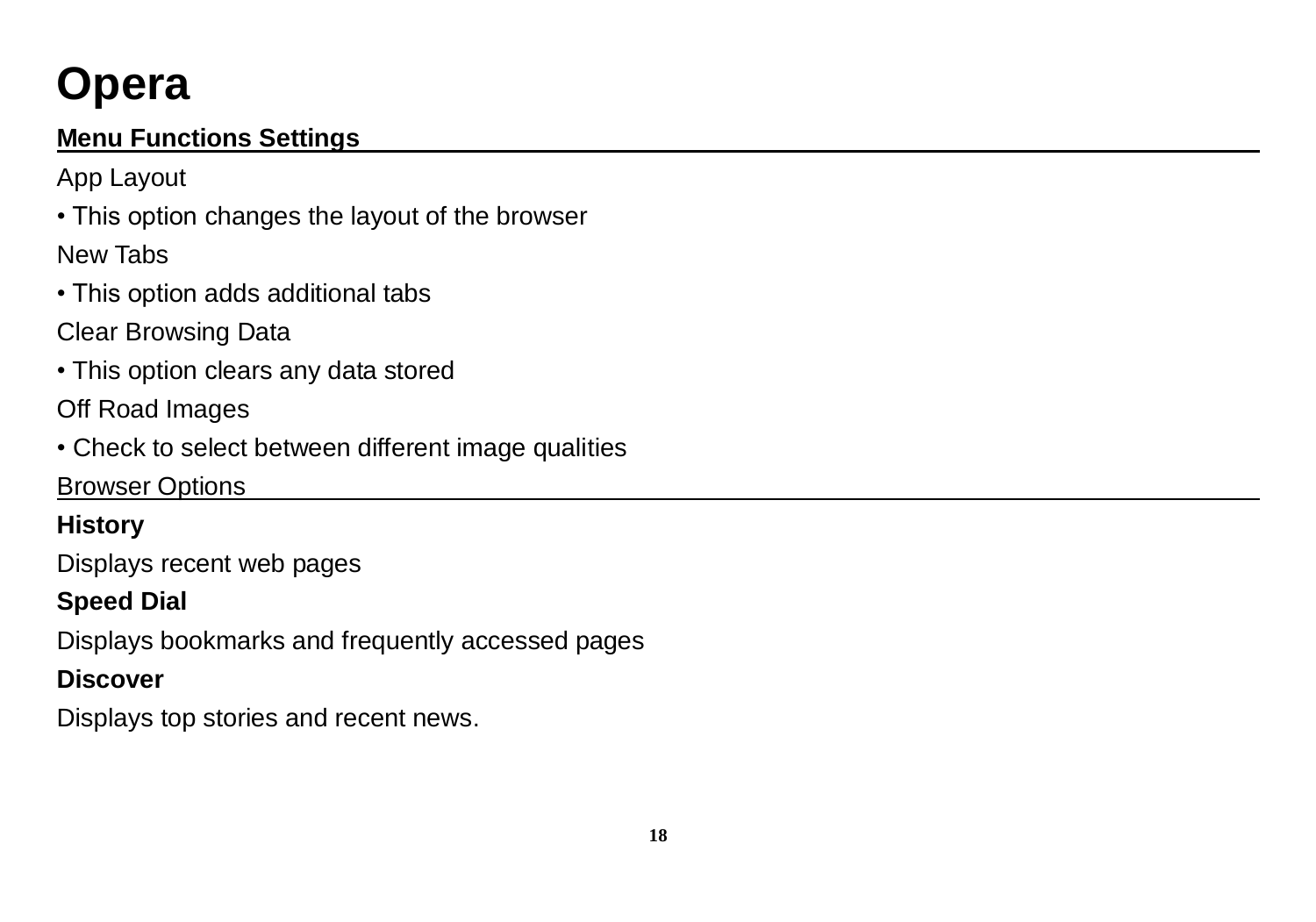# Opera

**Menu Functions Settings**

App Layout

• This option changes the layout of the browser

New Tabs

• This option adds additional tabs

Clear Browsing Data

• This option clears any data stored

Off Road Images

• Check to select between different image qualities

Browser Options

**History**

Displays recent web pages

**Speed Dial**

Displays bookmarks and frequently accessed pages

**Discover**

Displays top stories and recent news.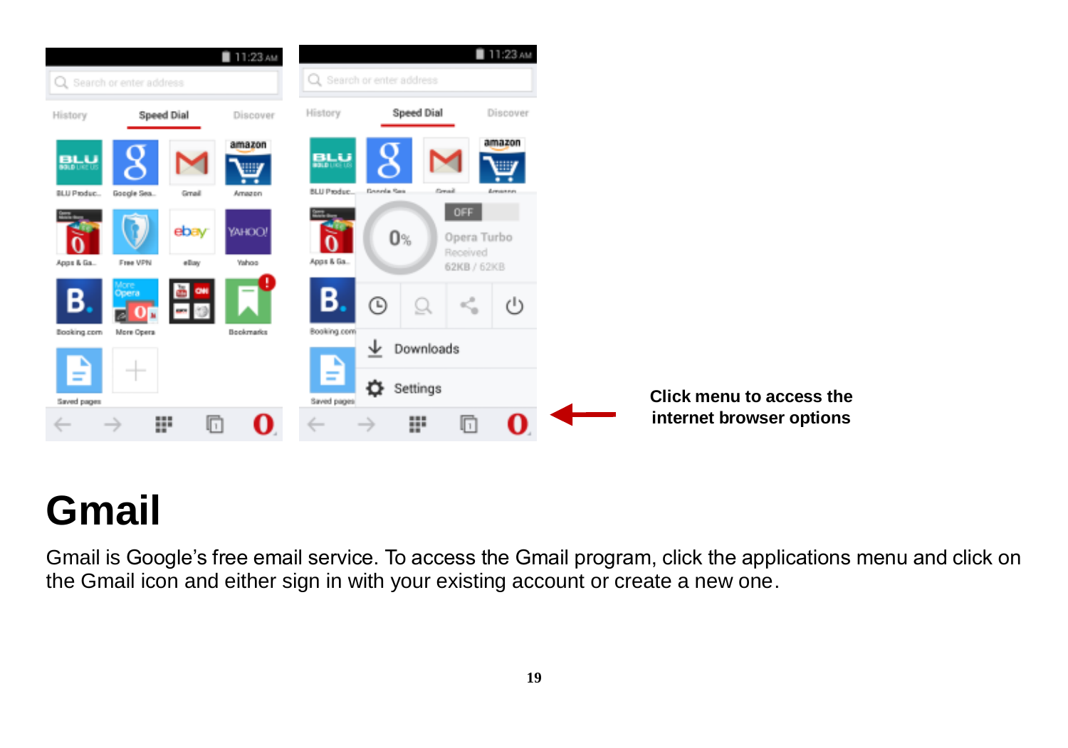Click menu to access the internet browser options

# Gmail

Gmail is Google's free email service. To access the Gmail program, click the applications menu and click on the Gmail icon and either sign in with your existing account or create a new one.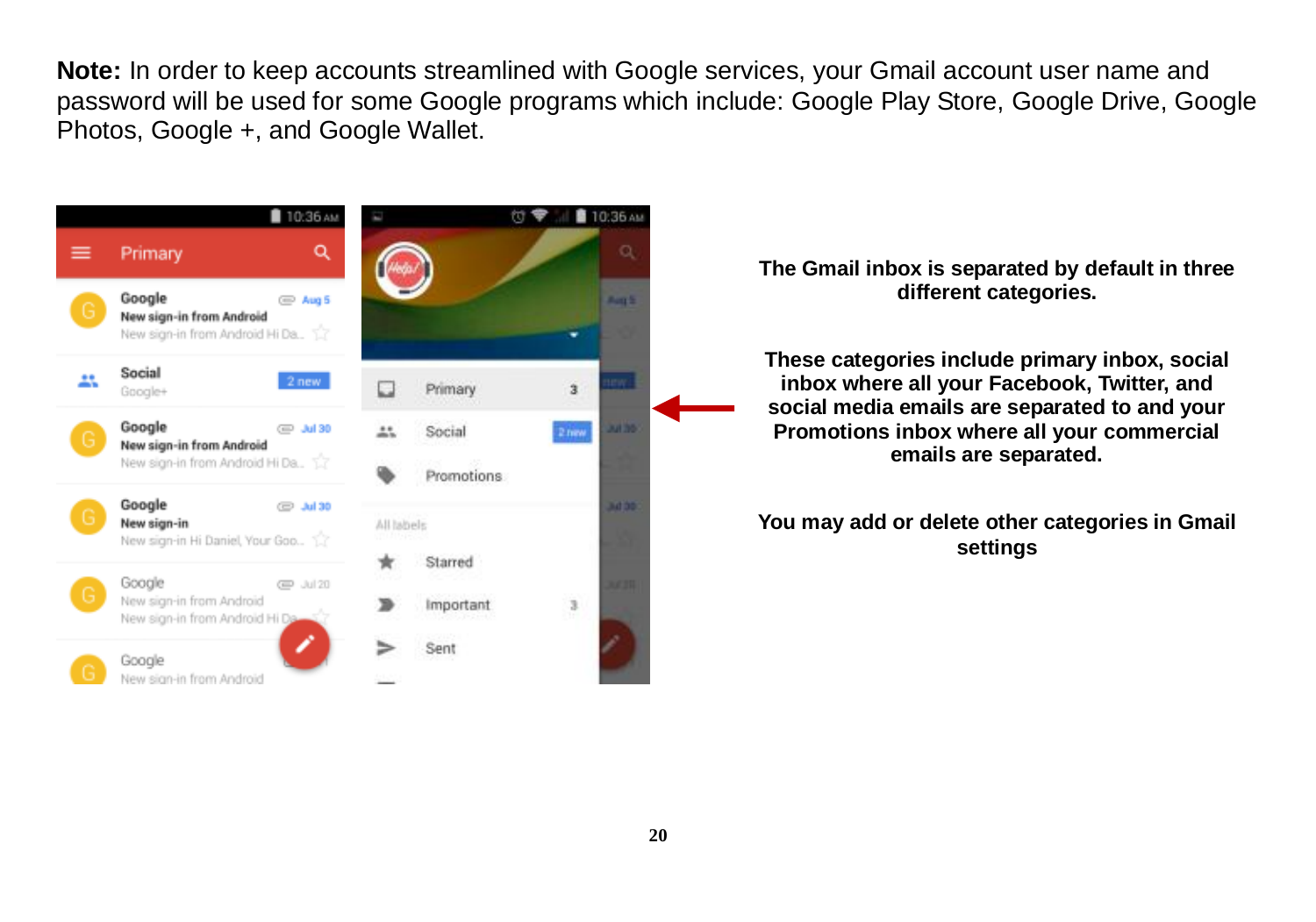**Note:** In order to keep accounts streamlined with Google services, your Gmail account user name and password will be used for some Google programs which include: Google Play Store, Google Drive, Google Photos, Google +, and Google Wallet.

**The Gmail inbox is separated by default in three different categories.**

**These categories include primary inbox, social inbox where all your Facebook, Twitter, and social media emails are separated to and your Promotions inbox where all your commercial emails are separated.**

**You may add or delete other categories in Gmail settings**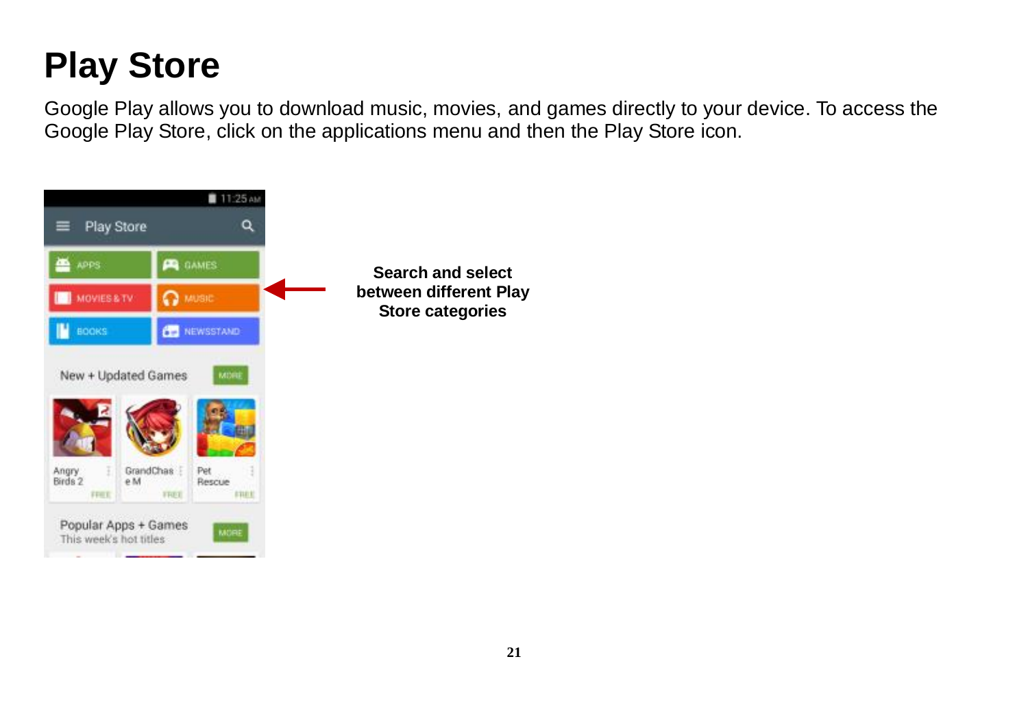# Play Store

Google Play allows you to download music, movies, and games directly to your device. To access the Google Play Store, click on the applications menu and then the Play Store icon.

**Search and select between different Play Store categories**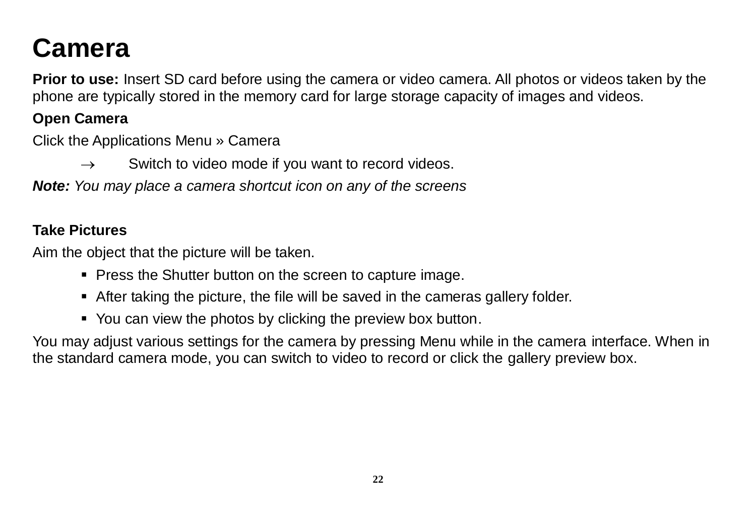# Camera

**Prior to use:** Insert SD card before using the camera or video camera. All photos or videos taken by the phone are typically stored in the memory card for large storage capacity of images and videos.

**Open Camera**

Click the Applications Menu » Camera

→ Switch to video mode if you want to record videos.

***Note:*** *You may place a camera shortcut icon on any of the screens*

**Take Pictures**

Aim the object that the picture will be taken.

- Press the Shutter button on the screen to capture image.
- After taking the picture, the file will be saved in the cameras gallery folder.
- You can view the photos by clicking the preview box button.

You may adjust various settings for the camera by pressing Menu while in the camera interface. When in the standard camera mode, you can switch to video to record or click the gallery preview box.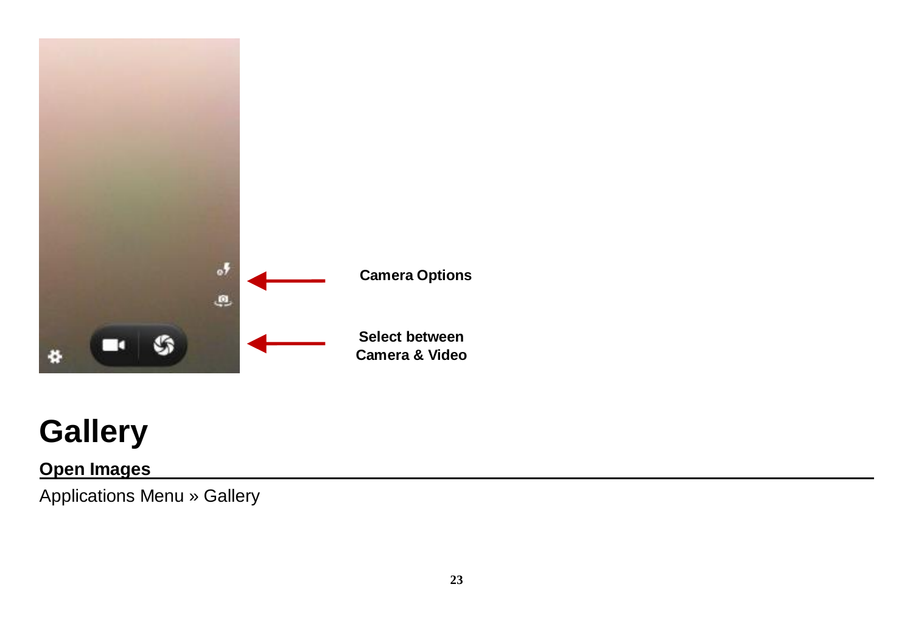Camera Options

Select between
Camera & Video

# Gallery

## Open Images

Applications Menu » Gallery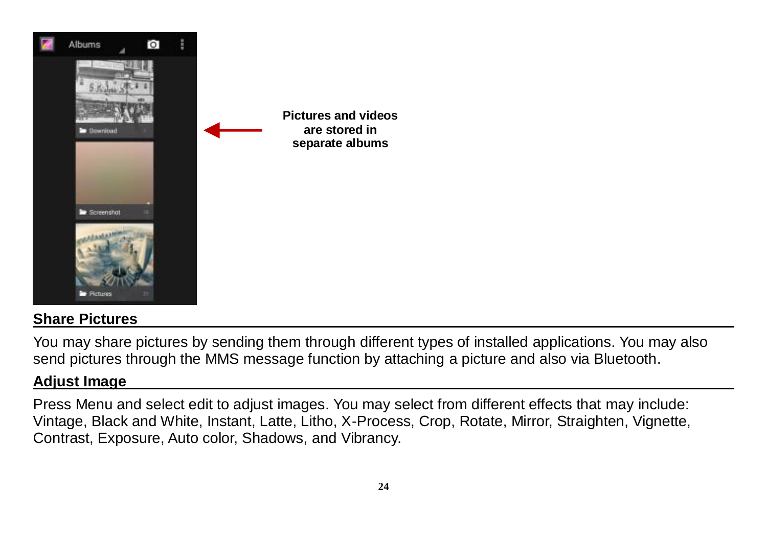Pictures and videos are stored in separate albums

## Share Pictures

You may share pictures by sending them through different types of installed applications. You may also send pictures through the MMS message function by attaching a picture and also via Bluetooth.

## Adjust Image

Press Menu and select edit to adjust images. You may select from different effects that may include: Vintage, Black and White, Instant, Latte, Litho, X-Process, Crop, Rotate, Mirror, Straighten, Vignette, Contrast, Exposure, Auto color, Shadows, and Vibrancy.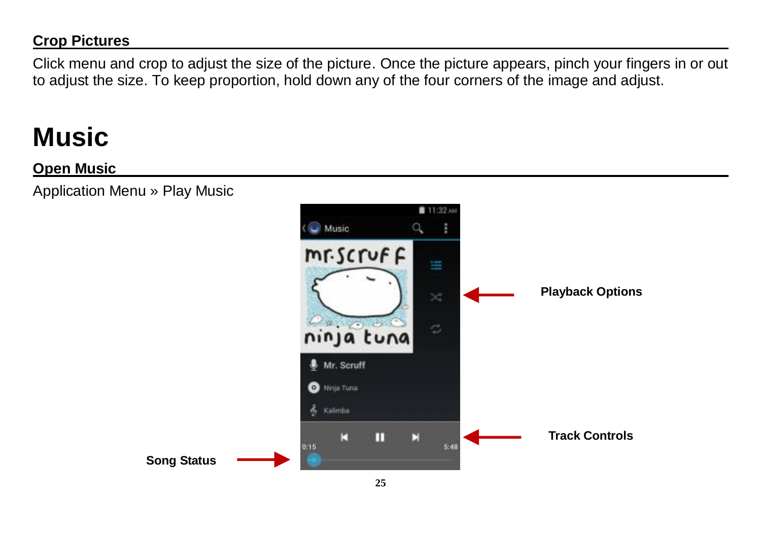## Crop Pictures

Click menu and crop to adjust the size of the picture. Once the picture appears, pinch your fingers in or out to adjust the size. To keep proportion, hold down any of the four corners of the image and adjust.

# Music

## Open Music

Application Menu » Play Music

Playback Options

Track Controls

Song Status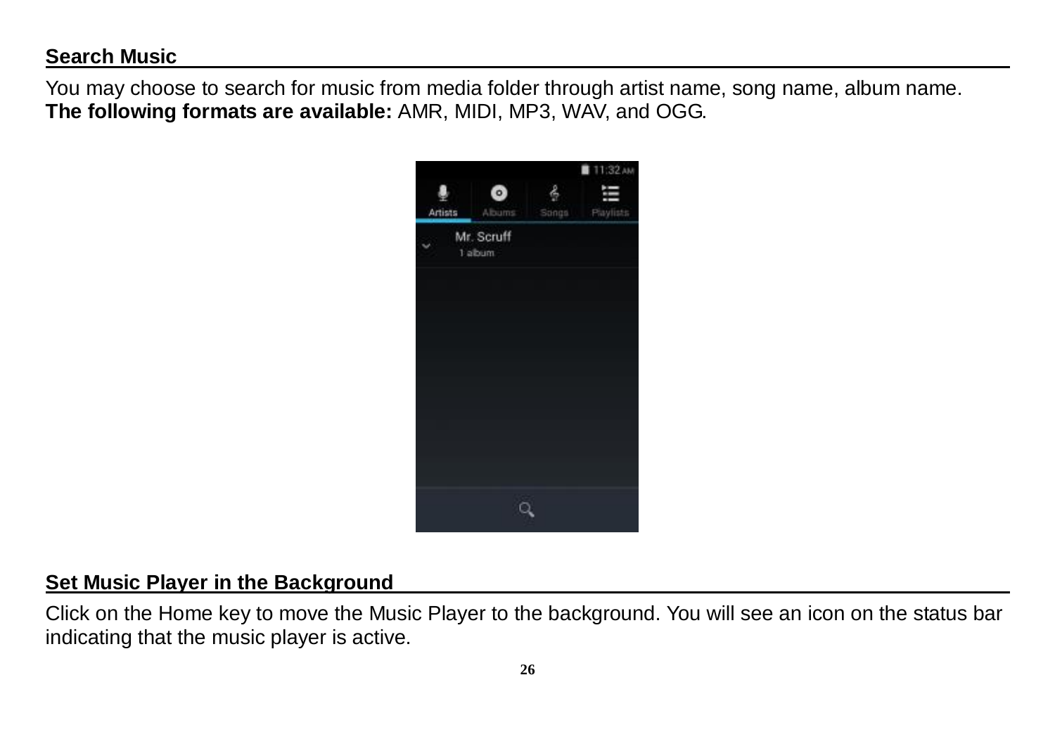## Search Music

You may choose to search for music from media folder through artist name, song name, album name.
**The following formats are available:** AMR, MIDI, MP3, WAV, and OGG.

## Set Music Player in the Background

Click on the Home key to move the Music Player to the background. You will see an icon on the status bar indicating that the music player is active.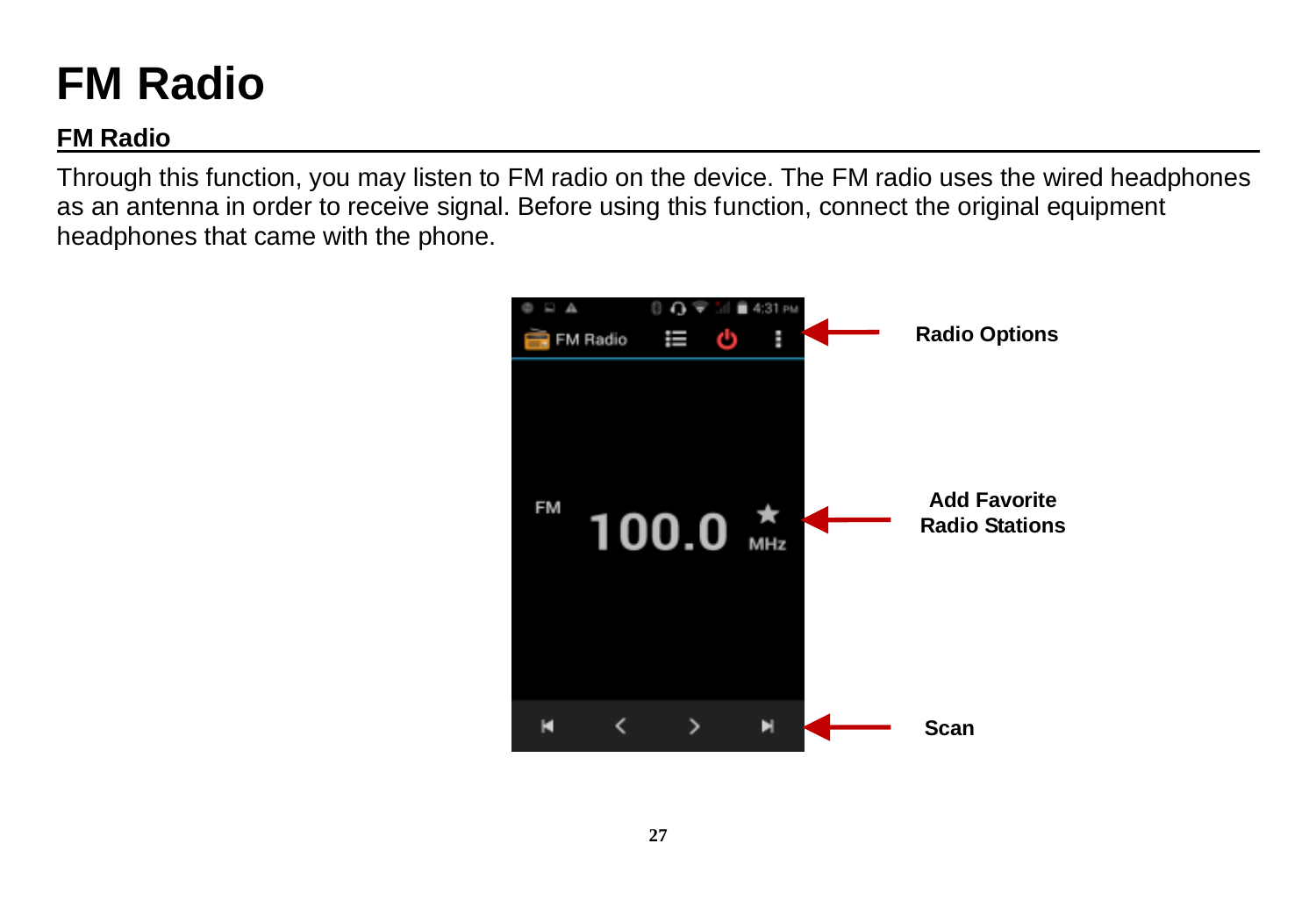# FM Radio

## FM Radio

Through this function, you may listen to FM radio on the device. The FM radio uses the wired headphones as an antenna in order to receive signal. Before using this function, connect the original equipment headphones that came with the phone.

**Radio Options**

**Add Favorite Radio Stations**

**Scan**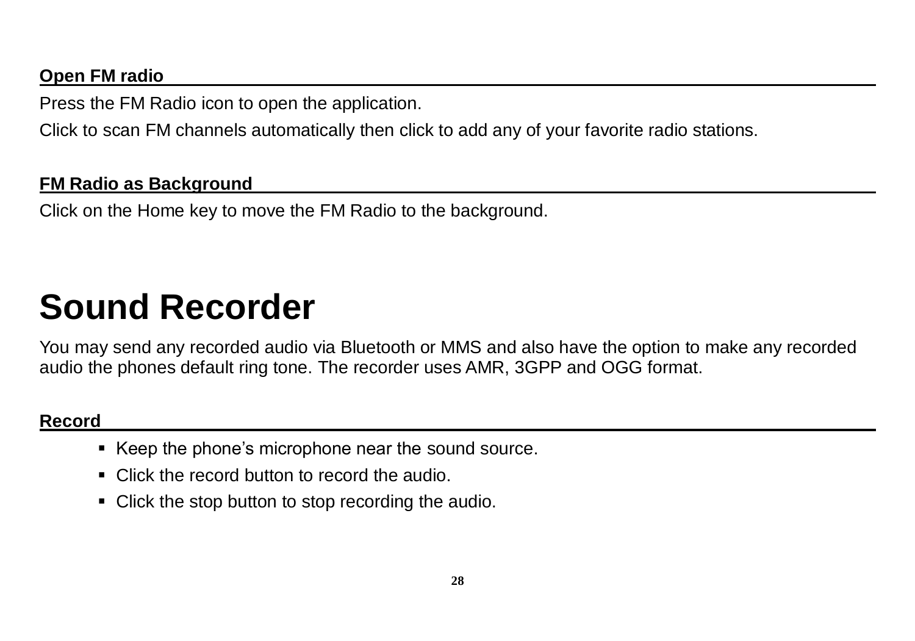### Open FM radio

Press the FM Radio icon to open the application.

Click to scan FM channels automatically then click to add any of your favorite radio stations.

### FM Radio as Background

Click on the Home key to move the FM Radio to the background.

# Sound Recorder

You may send any recorded audio via Bluetooth or MMS and also have the option to make any recorded audio the phones default ring tone. The recorder uses AMR, 3GPP and OGG format.

### Record

- Keep the phone's microphone near the sound source.
- Click the record button to record the audio.
- Click the stop button to stop recording the audio.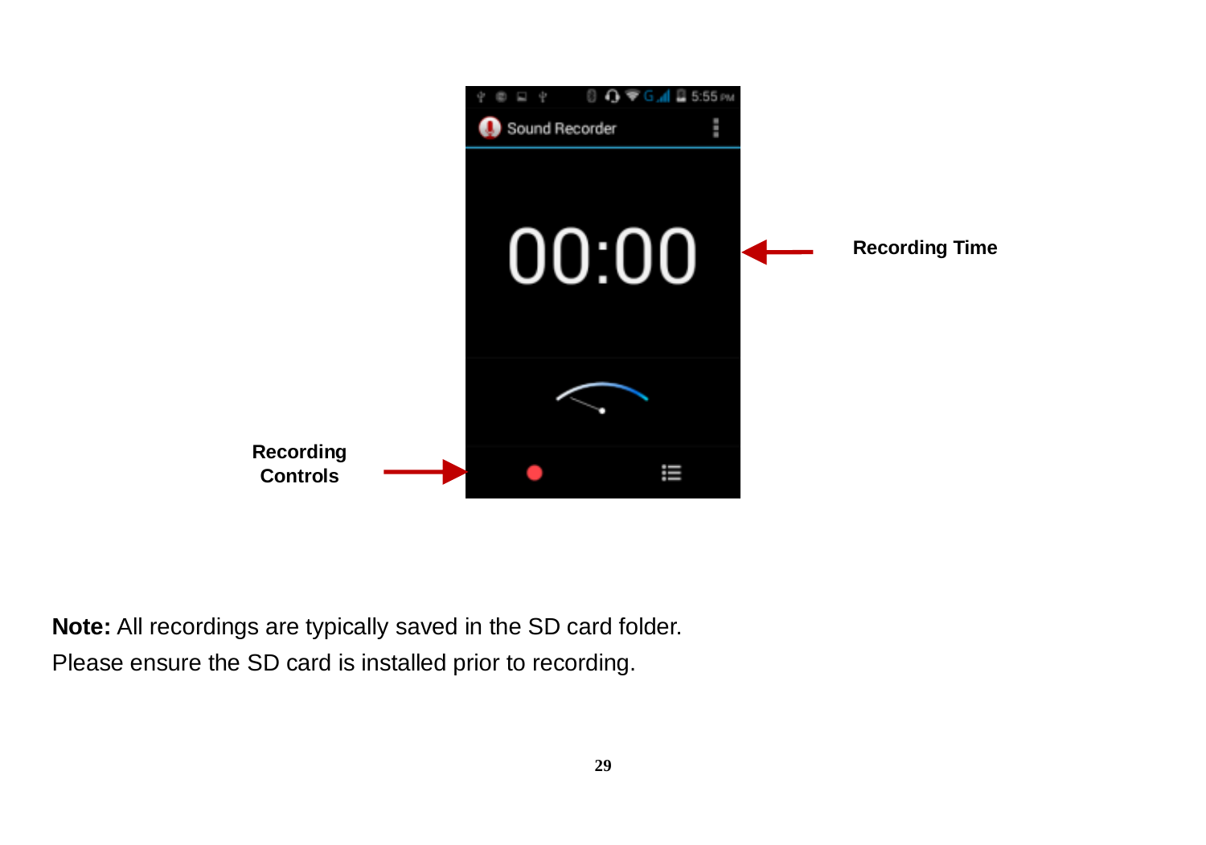Recording Time

Recording Controls

**Note:** All recordings are typically saved in the SD card folder. Please ensure the SD card is installed prior to recording.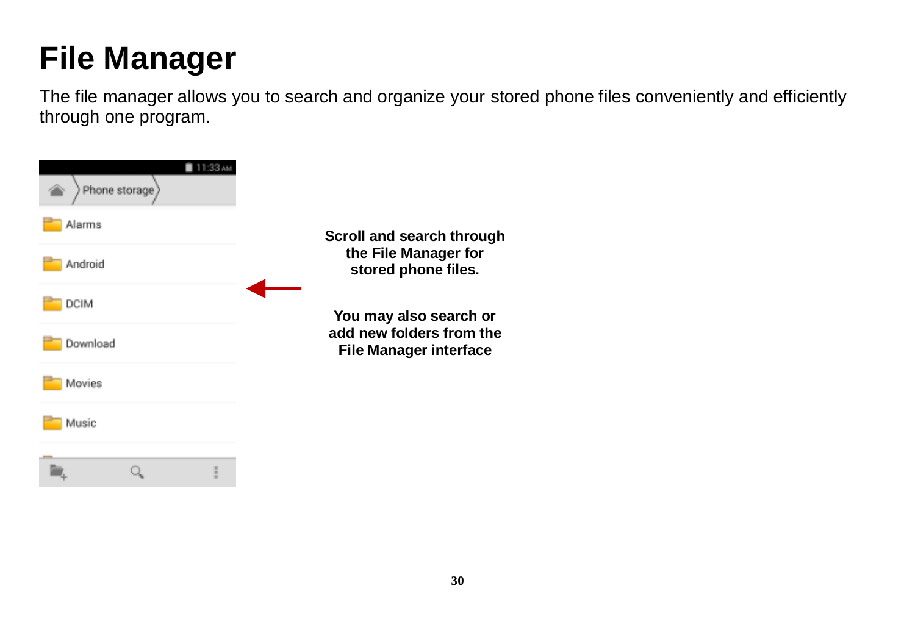# File Manager

The file manager allows you to search and organize your stored phone files conveniently and efficiently through one program.

**Scroll and search through the File Manager for stored phone files.**

**You may also search or add new folders from the File Manager interface**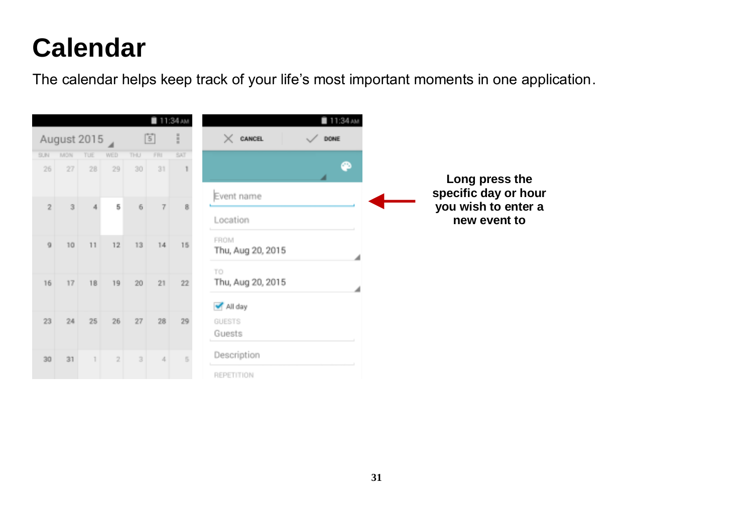# Calendar

The calendar helps keep track of your life's most important moments in one application.

**Long press the specific day or hour you wish to enter a new event to**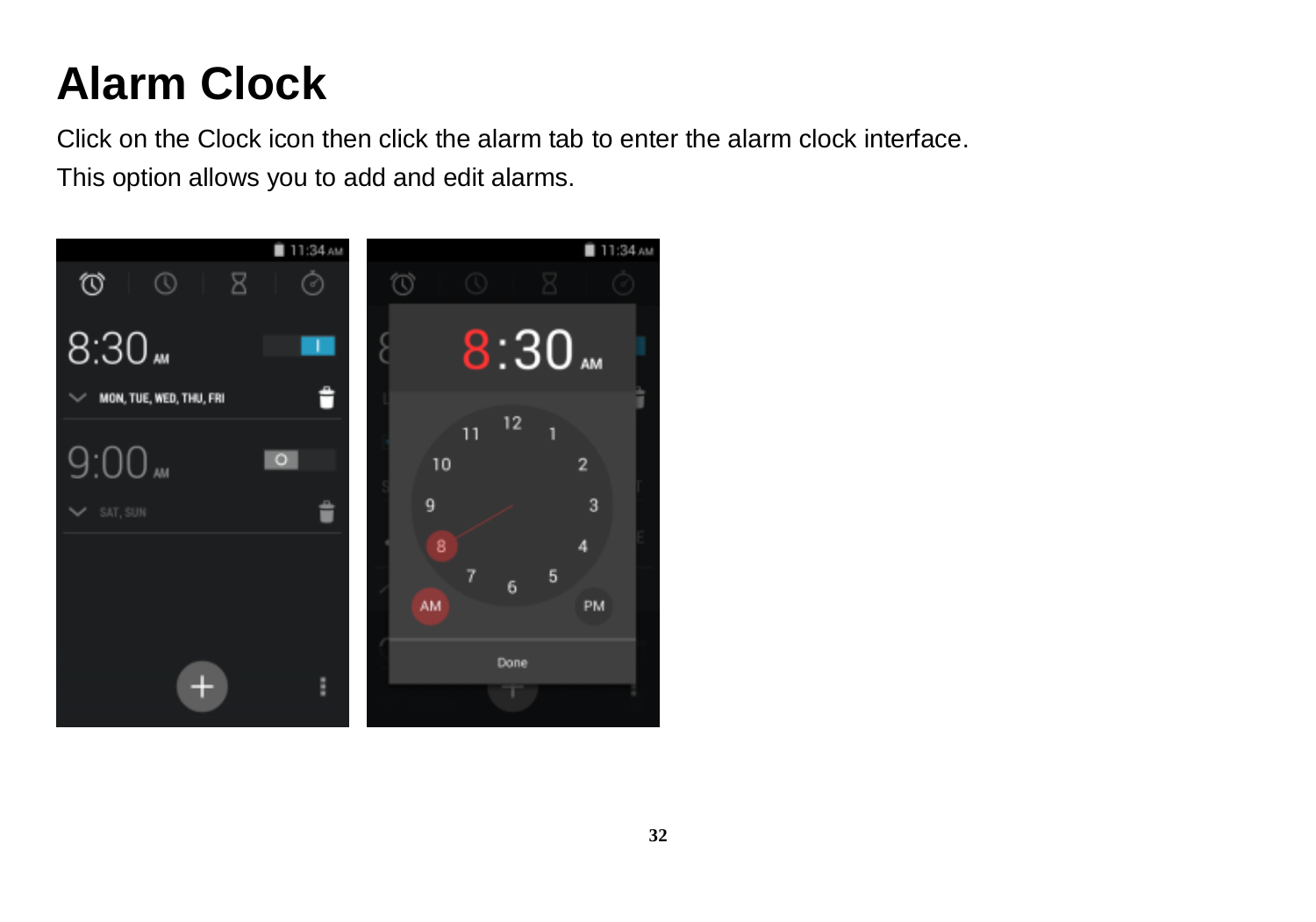# Alarm Clock

Click on the Clock icon then click the alarm tab to enter the alarm clock interface.

This option allows you to add and edit alarms.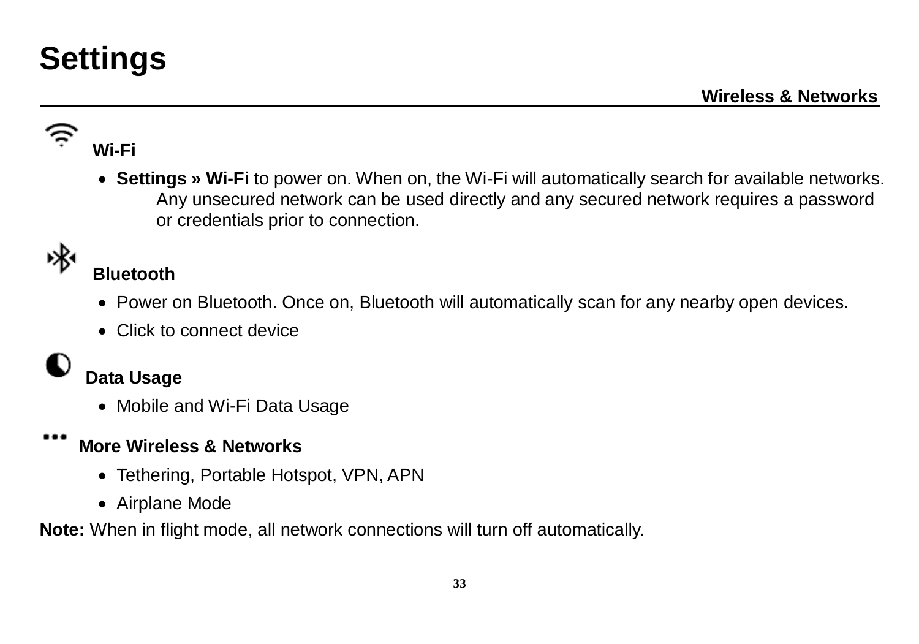# Settings

**Wireless & Networks**

### Wi-Fi

- **Settings » Wi-Fi** to power on. When on, the Wi-Fi will automatically search for available networks. Any unsecured network can be used directly and any secured network requires a password or credentials prior to connection.

### Bluetooth

- Power on Bluetooth. Once on, Bluetooth will automatically scan for any nearby open devices.
- Click to connect device

### Data Usage

- Mobile and Wi-Fi Data Usage

### More Wireless & Networks

- Tethering, Portable Hotspot, VPN, APN
- Airplane Mode

**Note:** When in flight mode, all network connections will turn off automatically.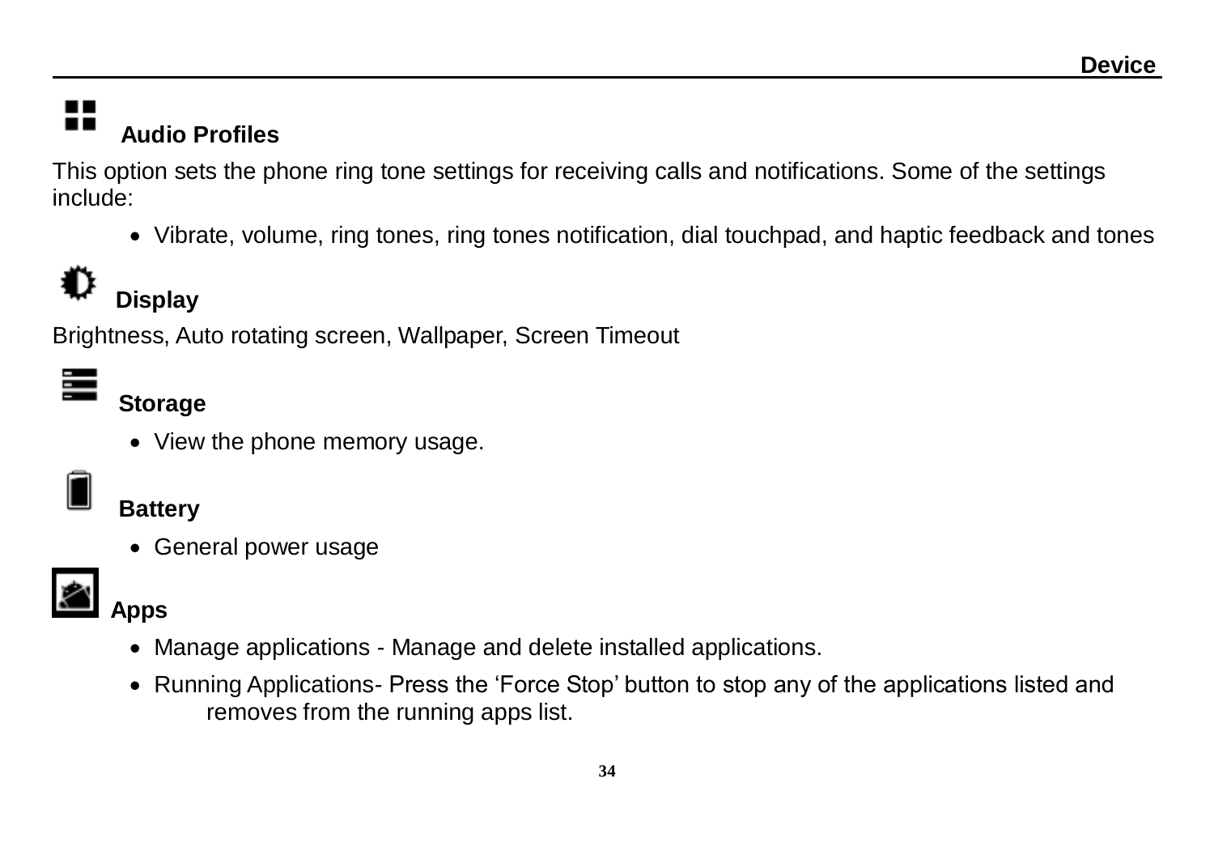### Audio Profiles

This option sets the phone ring tone settings for receiving calls and notifications. Some of the settings include:

- Vibrate, volume, ring tones, ring tones notification, dial touchpad, and haptic feedback and tones

### Display

Brightness, Auto rotating screen, Wallpaper, Screen Timeout

### Storage

- View the phone memory usage.

### Battery

- General power usage

### Apps

- Manage applications - Manage and delete installed applications.
- Running Applications- Press the 'Force Stop' button to stop any of the applications listed and removes from the running apps list.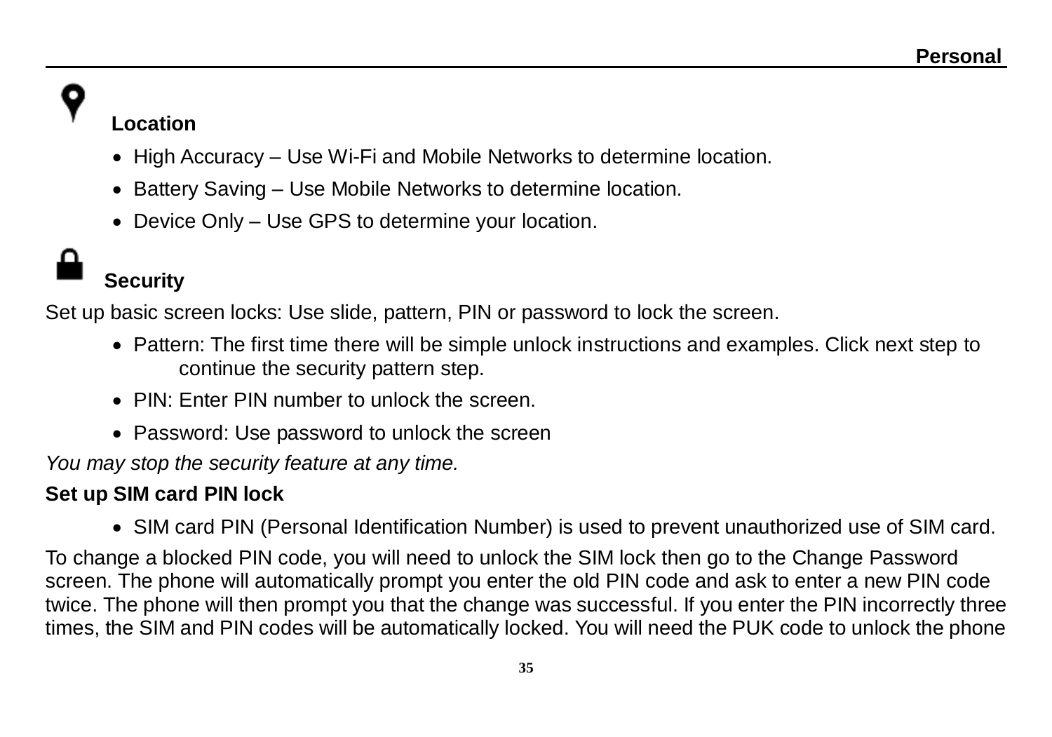### Location

- High Accuracy – Use Wi-Fi and Mobile Networks to determine location.
- Battery Saving – Use Mobile Networks to determine location.
- Device Only – Use GPS to determine your location.

### Security

Set up basic screen locks: Use slide, pattern, PIN or password to lock the screen.

- Pattern: The first time there will be simple unlock instructions and examples. Click next step to continue the security pattern step.
- PIN: Enter PIN number to unlock the screen.
- Password: Use password to unlock the screen

*You may stop the security feature at any time.*

**Set up SIM card PIN lock**

- SIM card PIN (Personal Identification Number) is used to prevent unauthorized use of SIM card.

To change a blocked PIN code, you will need to unlock the SIM lock then go to the Change Password screen. The phone will automatically prompt you enter the old PIN code and ask to enter a new PIN code twice. The phone will then prompt you that the change was successful. If you enter the PIN incorrectly three times, the SIM and PIN codes will be automatically locked. You will need the PUK code to unlock the phone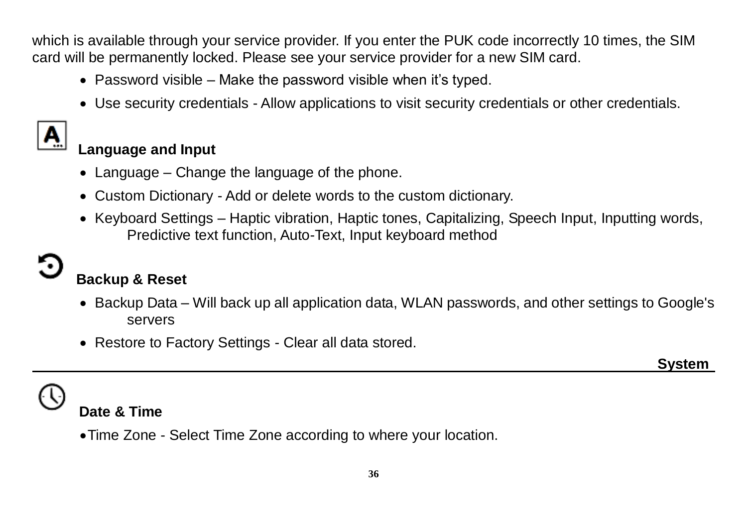which is available through your service provider. If you enter the PUK code incorrectly 10 times, the SIM card will be permanently locked. Please see your service provider for a new SIM card.

- Password visible – Make the password visible when it's typed.
- Use security credentials - Allow applications to visit security credentials or other credentials.

### Language and Input

- Language – Change the language of the phone.
- Custom Dictionary - Add or delete words to the custom dictionary.
- Keyboard Settings – Haptic vibration, Haptic tones, Capitalizing, Speech Input, Inputting words, Predictive text function, Auto-Text, Input keyboard method

### Backup & Reset

- Backup Data – Will back up all application data, WLAN passwords, and other settings to Google's servers
- Restore to Factory Settings - Clear all data stored.

## System

### Date & Time

- Time Zone - Select Time Zone according to where your location.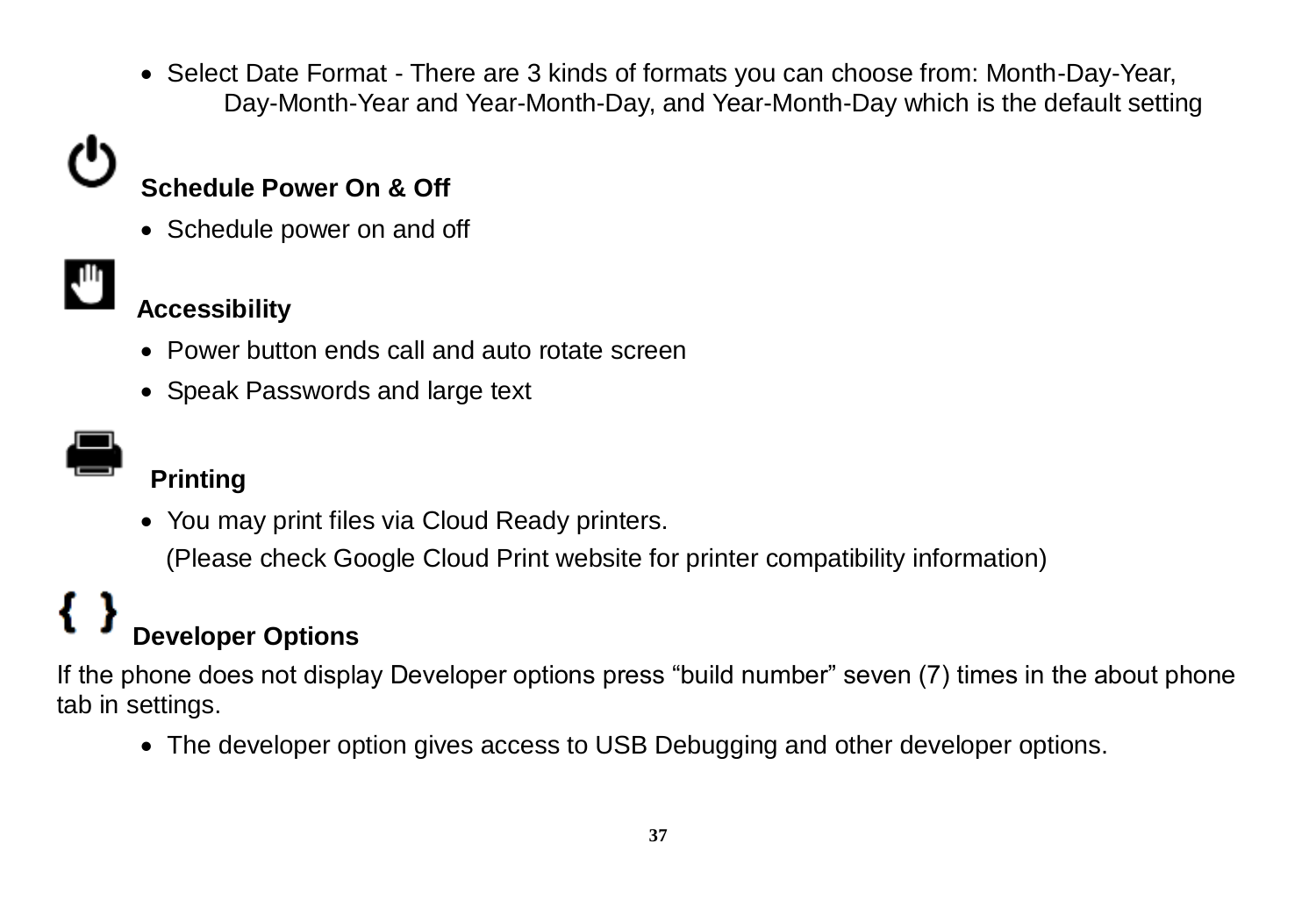- Select Date Format - There are 3 kinds of formats you can choose from: Month-Day-Year, Day-Month-Year and Year-Month-Day, and Year-Month-Day which is the default setting

### Schedule Power On & Off

- Schedule power on and off

### Accessibility

- Power button ends call and auto rotate screen
- Speak Passwords and large text

### Printing

- You may print files via Cloud Ready printers.
  (Please check Google Cloud Print website for printer compatibility information)

### Developer Options

If the phone does not display Developer options press “build number” seven (7) times in the about phone tab in settings.

- The developer option gives access to USB Debugging and other developer options.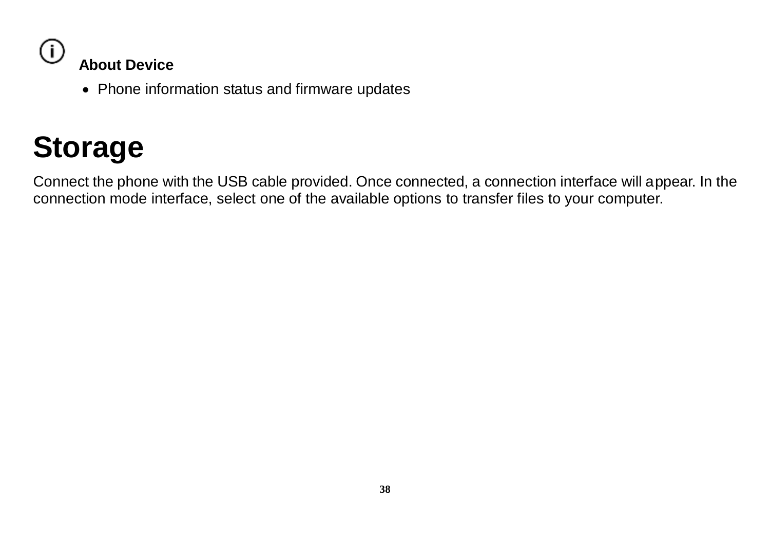**About Device**

- Phone information status and firmware updates

# Storage

Connect the phone with the USB cable provided. Once connected, a connection interface will appear. In the connection mode interface, select one of the available options to transfer files to your computer.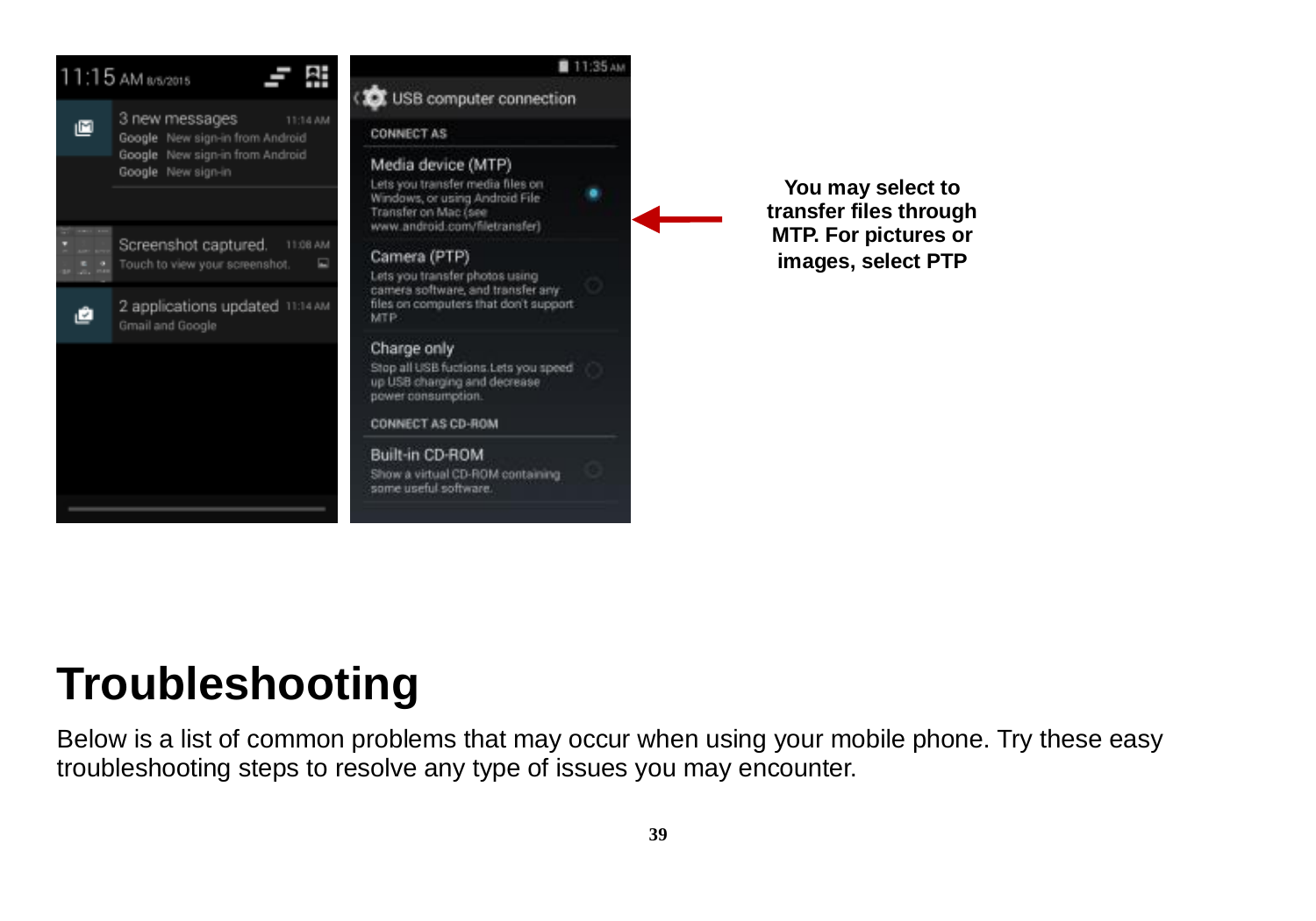You may select to transfer files through MTP. For pictures or images, select PTP

# Troubleshooting

Below is a list of common problems that may occur when using your mobile phone. Try these easy troubleshooting steps to resolve any type of issues you may encounter.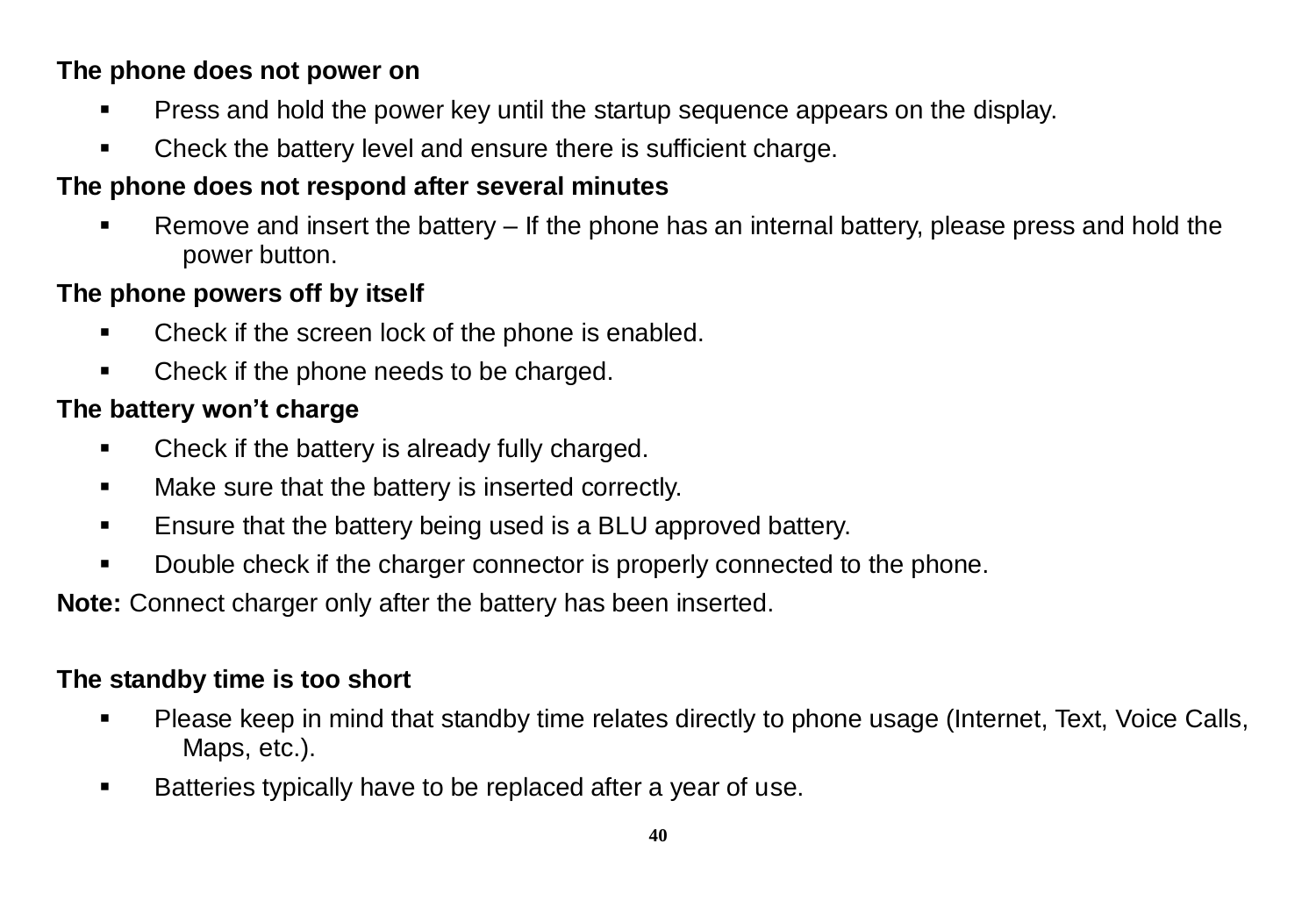**The phone does not power on**

- Press and hold the power key until the startup sequence appears on the display.
- Check the battery level and ensure there is sufficient charge.

**The phone does not respond after several minutes**

- Remove and insert the battery – If the phone has an internal battery, please press and hold the power button.

**The phone powers off by itself**

- Check if the screen lock of the phone is enabled.
- Check if the phone needs to be charged.

**The battery won't charge**

- Check if the battery is already fully charged.
- Make sure that the battery is inserted correctly.
- Ensure that the battery being used is a BLU approved battery.
- Double check if the charger connector is properly connected to the phone.

**Note:** Connect charger only after the battery has been inserted.

**The standby time is too short**

- Please keep in mind that standby time relates directly to phone usage (Internet, Text, Voice Calls, Maps, etc.).
- Batteries typically have to be replaced after a year of use.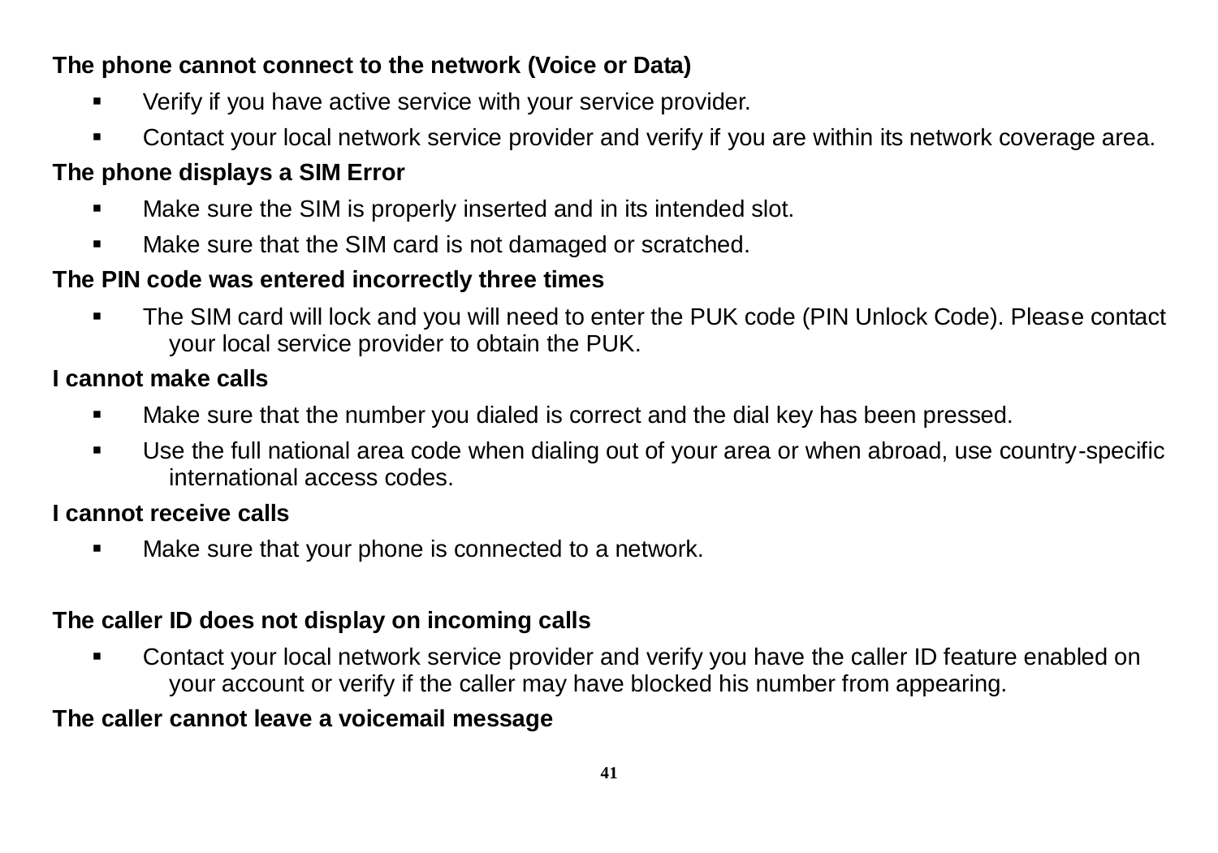**The phone cannot connect to the network (Voice or Data)**

- Verify if you have active service with your service provider.
- Contact your local network service provider and verify if you are within its network coverage area.

**The phone displays a SIM Error**

- Make sure the SIM is properly inserted and in its intended slot.
- Make sure that the SIM card is not damaged or scratched.

**The PIN code was entered incorrectly three times**

- The SIM card will lock and you will need to enter the PUK code (PIN Unlock Code). Please contact your local service provider to obtain the PUK.

**I cannot make calls**

- Make sure that the number you dialed is correct and the dial key has been pressed.
- Use the full national area code when dialing out of your area or when abroad, use country-specific international access codes.

**I cannot receive calls**

- Make sure that your phone is connected to a network.

**The caller ID does not display on incoming calls**

- Contact your local network service provider and verify you have the caller ID feature enabled on your account or verify if the caller may have blocked his number from appearing.

**The caller cannot leave a voicemail message**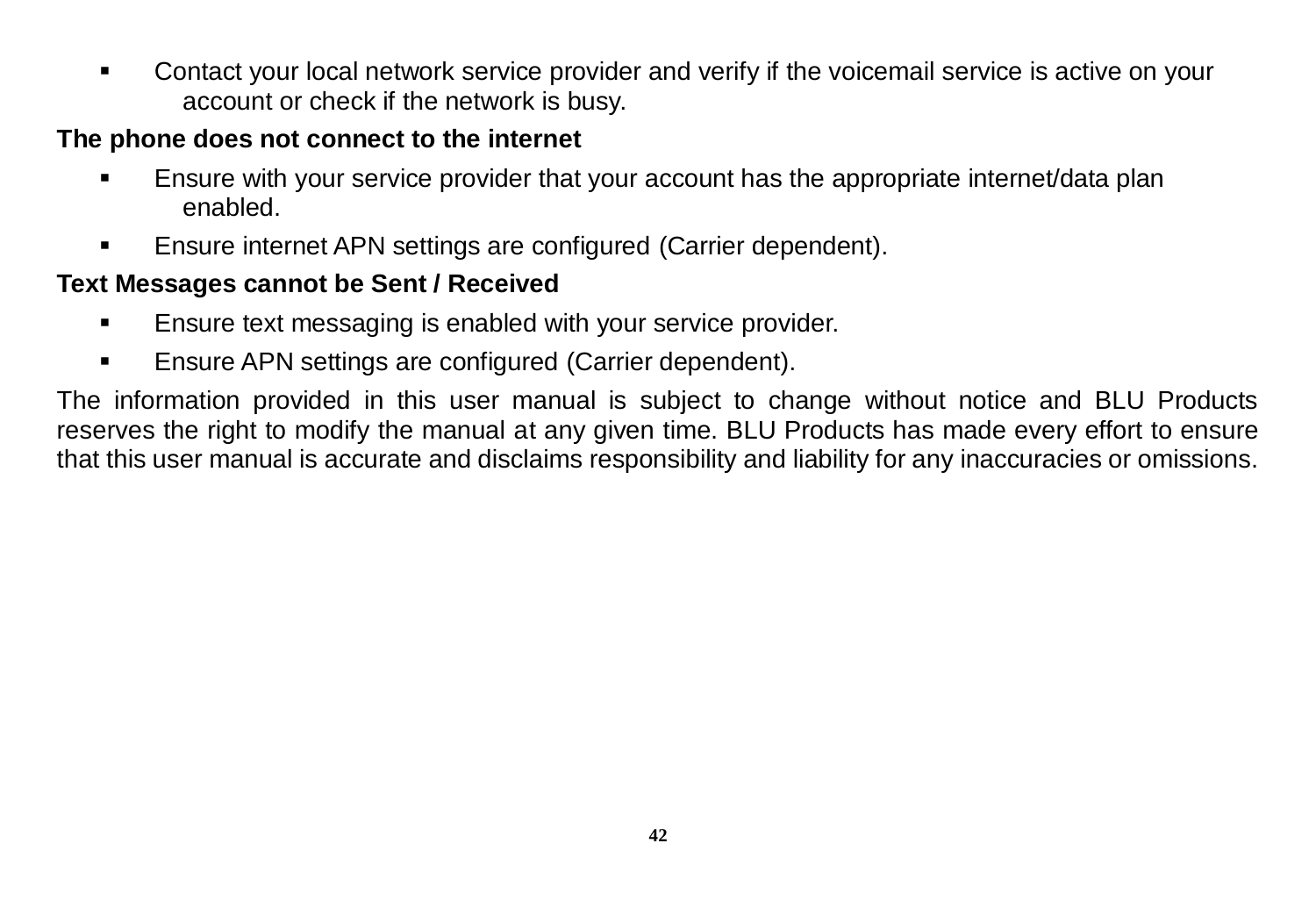- Contact your local network service provider and verify if the voicemail service is active on your account or check if the network is busy.

**The phone does not connect to the internet**

- Ensure with your service provider that your account has the appropriate internet/data plan enabled.
- Ensure internet APN settings are configured (Carrier dependent).

**Text Messages cannot be Sent / Received**

- Ensure text messaging is enabled with your service provider.
- Ensure APN settings are configured (Carrier dependent).

The information provided in this user manual is subject to change without notice and BLU Products reserves the right to modify the manual at any given time. BLU Products has made every effort to ensure that this user manual is accurate and disclaims responsibility and liability for any inaccuracies or omissions.